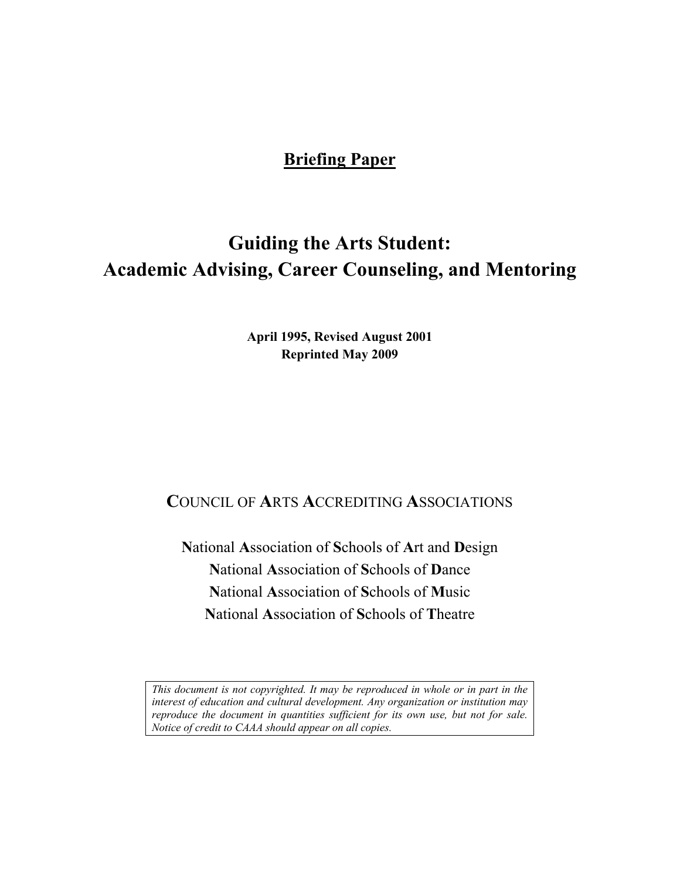**Briefing Paper**

# Guiding the Arts Student: Academic Advising, Career Counseling, and Mentoring

**April 1995, Revised August 2001**
**Reprinted May 2009**

**C**OUNCIL OF **A**RTS **A**CCREDITING **A**SSOCIATIONS

**N**ational **A**ssociation of **S**chools of **A**rt and **D**esign
**N**ational **A**ssociation of **S**chools of **D**ance
**N**ational **A**ssociation of **S**chools of **M**usic
**N**ational **A**ssociation of **S**chools of **T**heatre

*This document is not copyrighted. It may be reproduced in whole or in part in the interest of education and cultural development. Any organization or institution may reproduce the document in quantities sufficient for its own use, but not for sale. Notice of credit to CAAA should appear on all copies.*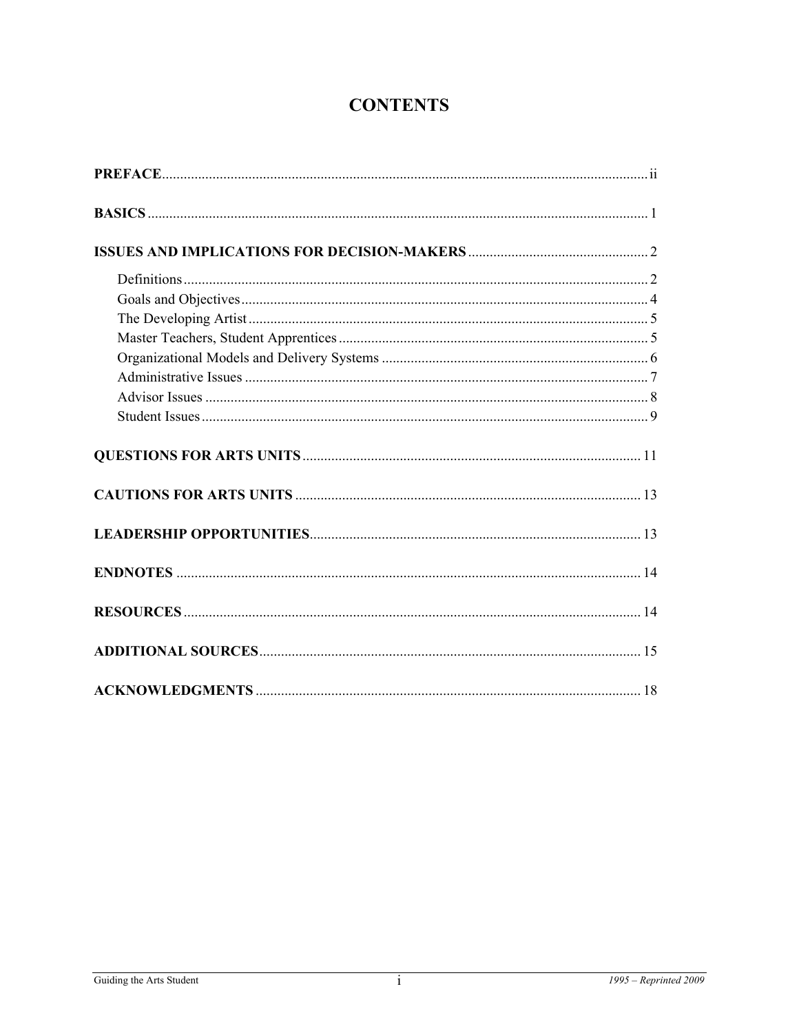# CONTENTS

**PREFACE** ........ ii

**BASICS** ........ 1

**ISSUES AND IMPLICATIONS FOR DECISION-MAKERS** ........ 2

- Definitions ........ 2
- Goals and Objectives ........ 4
- The Developing Artist ........ 5
- Master Teachers, Student Apprentices ........ 5
- Organizational Models and Delivery Systems ........ 6
- Administrative Issues ........ 7
- Advisor Issues ........ 8
- Student Issues ........ 9

**QUESTIONS FOR ARTS UNITS** ........ 11

**CAUTIONS FOR ARTS UNITS** ........ 13

**LEADERSHIP OPPORTUNITIES** ........ 13

**ENDNOTES** ........ 14

**RESOURCES** ........ 14

**ADDITIONAL SOURCES** ........ 15

**ACKNOWLEDGMENTS** ........ 18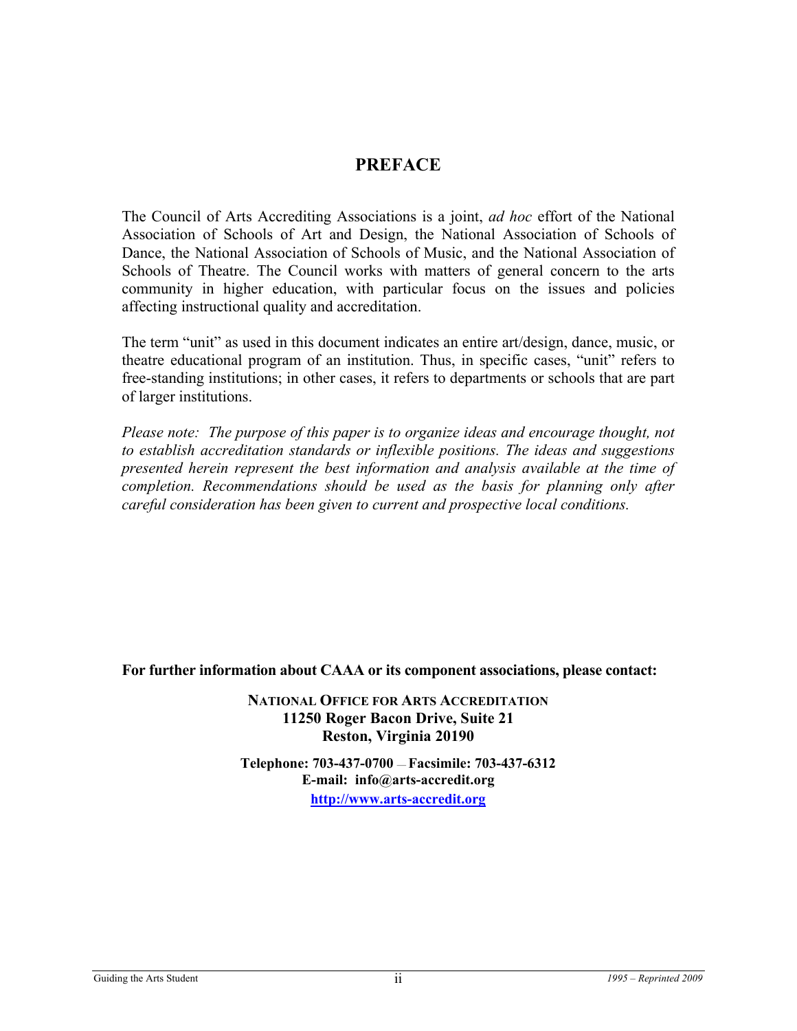## PREFACE

The Council of Arts Accrediting Associations is a joint, *ad hoc* effort of the National Association of Schools of Art and Design, the National Association of Schools of Dance, the National Association of Schools of Music, and the National Association of Schools of Theatre. The Council works with matters of general concern to the arts community in higher education, with particular focus on the issues and policies affecting instructional quality and accreditation.

The term "unit" as used in this document indicates an entire art/design, dance, music, or theatre educational program of an institution. Thus, in specific cases, "unit" refers to free-standing institutions; in other cases, it refers to departments or schools that are part of larger institutions.

*Please note: The purpose of this paper is to organize ideas and encourage thought, not to establish accreditation standards or inflexible positions. The ideas and suggestions presented herein represent the best information and analysis available at the time of completion. Recommendations should be used as the basis for planning only after careful consideration has been given to current and prospective local conditions.*

**For further information about CAAA or its component associations, please contact:**

**NATIONAL OFFICE FOR ARTS ACCREDITATION**
**11250 Roger Bacon Drive, Suite 21**
**Reston, Virginia 20190**

**Telephone: 703-437-0700 — Facsimile: 703-437-6312**
**E-mail: info@arts-accredit.org**
**http://www.arts-accredit.org**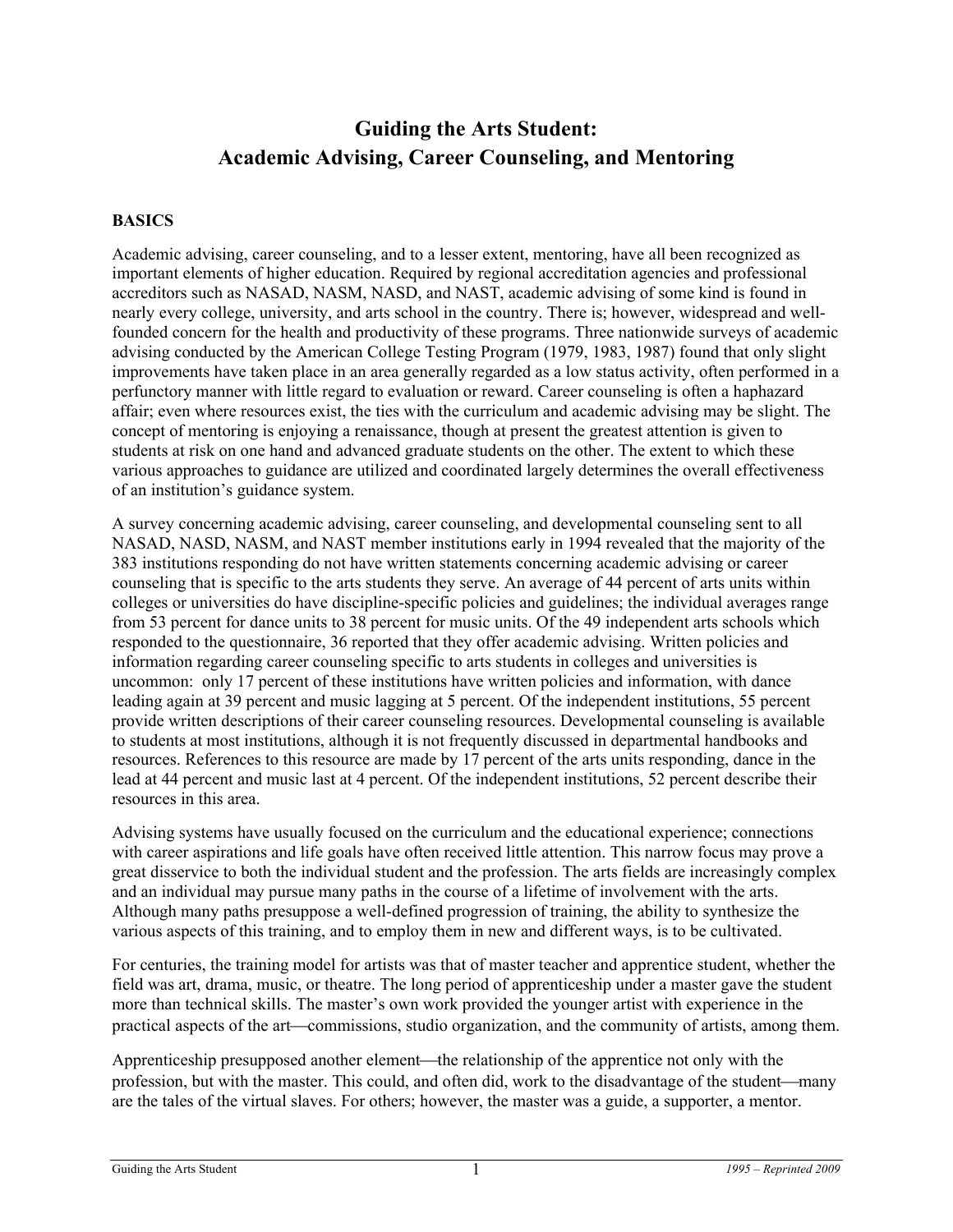# Guiding the Arts Student:
# Academic Advising, Career Counseling, and Mentoring

## BASICS

Academic advising, career counseling, and to a lesser extent, mentoring, have all been recognized as important elements of higher education. Required by regional accreditation agencies and professional accreditors such as NASAD, NASM, NASD, and NAST, academic advising of some kind is found in nearly every college, university, and arts school in the country. There is; however, widespread and well-founded concern for the health and productivity of these programs. Three nationwide surveys of academic advising conducted by the American College Testing Program (1979, 1983, 1987) found that only slight improvements have taken place in an area generally regarded as a low status activity, often performed in a perfunctory manner with little regard to evaluation or reward. Career counseling is often a haphazard affair; even where resources exist, the ties with the curriculum and academic advising may be slight. The concept of mentoring is enjoying a renaissance, though at present the greatest attention is given to students at risk on one hand and advanced graduate students on the other. The extent to which these various approaches to guidance are utilized and coordinated largely determines the overall effectiveness of an institution's guidance system.

A survey concerning academic advising, career counseling, and developmental counseling sent to all NASAD, NASD, NASM, and NAST member institutions early in 1994 revealed that the majority of the 383 institutions responding do not have written statements concerning academic advising or career counseling that is specific to the arts students they serve. An average of 44 percent of arts units within colleges or universities do have discipline-specific policies and guidelines; the individual averages range from 53 percent for dance units to 38 percent for music units. Of the 49 independent arts schools which responded to the questionnaire, 36 reported that they offer academic advising. Written policies and information regarding career counseling specific to arts students in colleges and universities is uncommon: only 17 percent of these institutions have written policies and information, with dance leading again at 39 percent and music lagging at 5 percent. Of the independent institutions, 55 percent provide written descriptions of their career counseling resources. Developmental counseling is available to students at most institutions, although it is not frequently discussed in departmental handbooks and resources. References to this resource are made by 17 percent of the arts units responding, dance in the lead at 44 percent and music last at 4 percent. Of the independent institutions, 52 percent describe their resources in this area.

Advising systems have usually focused on the curriculum and the educational experience; connections with career aspirations and life goals have often received little attention. This narrow focus may prove a great disservice to both the individual student and the profession. The arts fields are increasingly complex and an individual may pursue many paths in the course of a lifetime of involvement with the arts. Although many paths presuppose a well-defined progression of training, the ability to synthesize the various aspects of this training, and to employ them in new and different ways, is to be cultivated.

For centuries, the training model for artists was that of master teacher and apprentice student, whether the field was art, drama, music, or theatre. The long period of apprenticeship under a master gave the student more than technical skills. The master's own work provided the younger artist with experience in the practical aspects of the art—commissions, studio organization, and the community of artists, among them.

Apprenticeship presupposed another element—the relationship of the apprentice not only with the profession, but with the master. This could, and often did, work to the disadvantage of the student—many are the tales of the virtual slaves. For others; however, the master was a guide, a supporter, a mentor.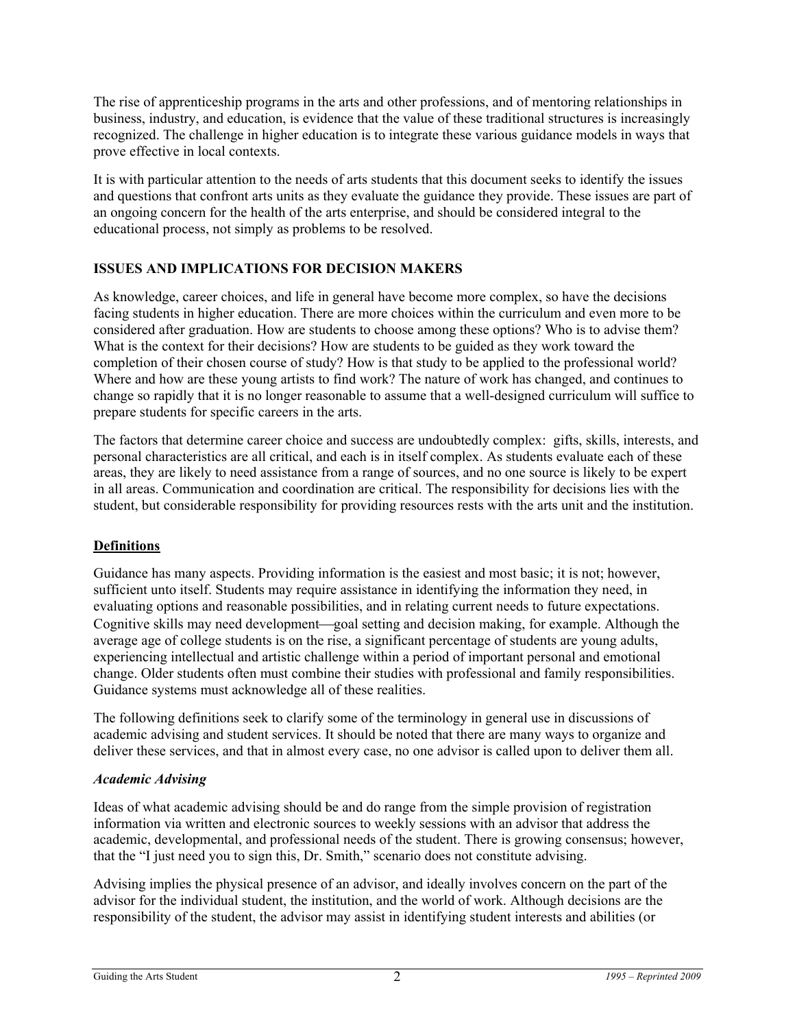The rise of apprenticeship programs in the arts and other professions, and of mentoring relationships in business, industry, and education, is evidence that the value of these traditional structures is increasingly recognized. The challenge in higher education is to integrate these various guidance models in ways that prove effective in local contexts.

It is with particular attention to the needs of arts students that this document seeks to identify the issues and questions that confront arts units as they evaluate the guidance they provide. These issues are part of an ongoing concern for the health of the arts enterprise, and should be considered integral to the educational process, not simply as problems to be resolved.

## ISSUES AND IMPLICATIONS FOR DECISION MAKERS

As knowledge, career choices, and life in general have become more complex, so have the decisions facing students in higher education. There are more choices within the curriculum and even more to be considered after graduation. How are students to choose among these options? Who is to advise them? What is the context for their decisions? How are students to be guided as they work toward the completion of their chosen course of study? How is that study to be applied to the professional world? Where and how are these young artists to find work? The nature of work has changed, and continues to change so rapidly that it is no longer reasonable to assume that a well-designed curriculum will suffice to prepare students for specific careers in the arts.

The factors that determine career choice and success are undoubtedly complex: gifts, skills, interests, and personal characteristics are all critical, and each is in itself complex. As students evaluate each of these areas, they are likely to need assistance from a range of sources, and no one source is likely to be expert in all areas. Communication and coordination are critical. The responsibility for decisions lies with the student, but considerable responsibility for providing resources rests with the arts unit and the institution.

### Definitions

Guidance has many aspects. Providing information is the easiest and most basic; it is not; however, sufficient unto itself. Students may require assistance in identifying the information they need, in evaluating options and reasonable possibilities, and in relating current needs to future expectations. Cognitive skills may need development—goal setting and decision making, for example. Although the average age of college students is on the rise, a significant percentage of students are young adults, experiencing intellectual and artistic challenge within a period of important personal and emotional change. Older students often must combine their studies with professional and family responsibilities. Guidance systems must acknowledge all of these realities.

The following definitions seek to clarify some of the terminology in general use in discussions of academic advising and student services. It should be noted that there are many ways to organize and deliver these services, and that in almost every case, no one advisor is called upon to deliver them all.

#### *Academic Advising*

Ideas of what academic advising should be and do range from the simple provision of registration information via written and electronic sources to weekly sessions with an advisor that address the academic, developmental, and professional needs of the student. There is growing consensus; however, that the "I just need you to sign this, Dr. Smith," scenario does not constitute advising.

Advising implies the physical presence of an advisor, and ideally involves concern on the part of the advisor for the individual student, the institution, and the world of work. Although decisions are the responsibility of the student, the advisor may assist in identifying student interests and abilities (or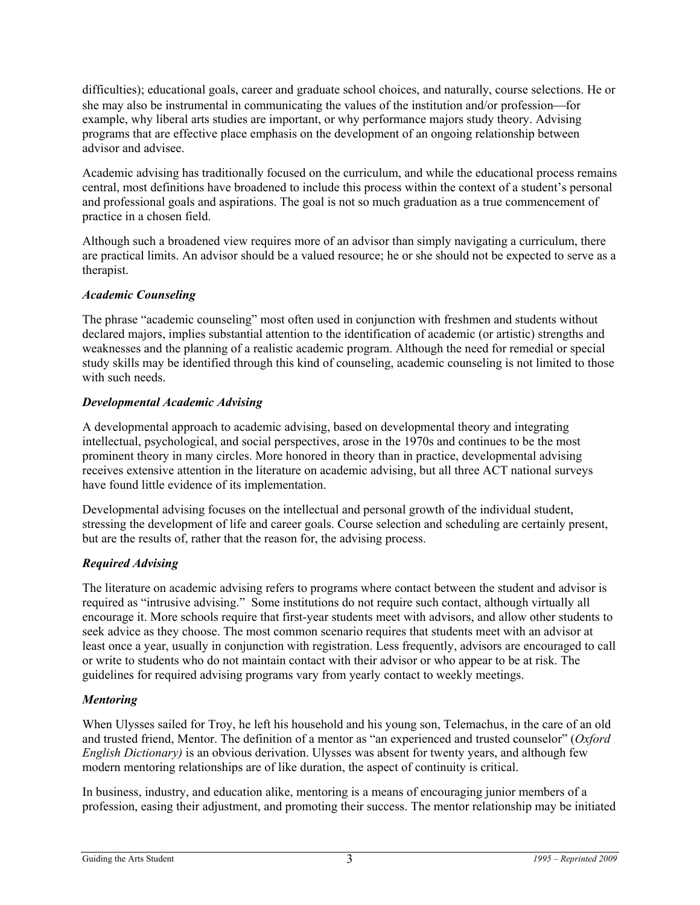difficulties); educational goals, career and graduate school choices, and naturally, course selections. He or she may also be instrumental in communicating the values of the institution and/or profession—for example, why liberal arts studies are important, or why performance majors study theory. Advising programs that are effective place emphasis on the development of an ongoing relationship between advisor and advisee.

Academic advising has traditionally focused on the curriculum, and while the educational process remains central, most definitions have broadened to include this process within the context of a student's personal and professional goals and aspirations. The goal is not so much graduation as a true commencement of practice in a chosen field.

Although such a broadened view requires more of an advisor than simply navigating a curriculum, there are practical limits. An advisor should be a valued resource; he or she should not be expected to serve as a therapist.

### *Academic Counseling*

The phrase "academic counseling" most often used in conjunction with freshmen and students without declared majors, implies substantial attention to the identification of academic (or artistic) strengths and weaknesses and the planning of a realistic academic program. Although the need for remedial or special study skills may be identified through this kind of counseling, academic counseling is not limited to those with such needs.

### *Developmental Academic Advising*

A developmental approach to academic advising, based on developmental theory and integrating intellectual, psychological, and social perspectives, arose in the 1970s and continues to be the most prominent theory in many circles. More honored in theory than in practice, developmental advising receives extensive attention in the literature on academic advising, but all three ACT national surveys have found little evidence of its implementation.

Developmental advising focuses on the intellectual and personal growth of the individual student, stressing the development of life and career goals. Course selection and scheduling are certainly present, but are the results of, rather that the reason for, the advising process.

### *Required Advising*

The literature on academic advising refers to programs where contact between the student and advisor is required as "intrusive advising." Some institutions do not require such contact, although virtually all encourage it. More schools require that first-year students meet with advisors, and allow other students to seek advice as they choose. The most common scenario requires that students meet with an advisor at least once a year, usually in conjunction with registration. Less frequently, advisors are encouraged to call or write to students who do not maintain contact with their advisor or who appear to be at risk. The guidelines for required advising programs vary from yearly contact to weekly meetings.

### *Mentoring*

When Ulysses sailed for Troy, he left his household and his young son, Telemachus, in the care of an old and trusted friend, Mentor. The definition of a mentor as "an experienced and trusted counselor" (*Oxford English Dictionary)* is an obvious derivation. Ulysses was absent for twenty years, and although few modern mentoring relationships are of like duration, the aspect of continuity is critical.

In business, industry, and education alike, mentoring is a means of encouraging junior members of a profession, easing their adjustment, and promoting their success. The mentor relationship may be initiated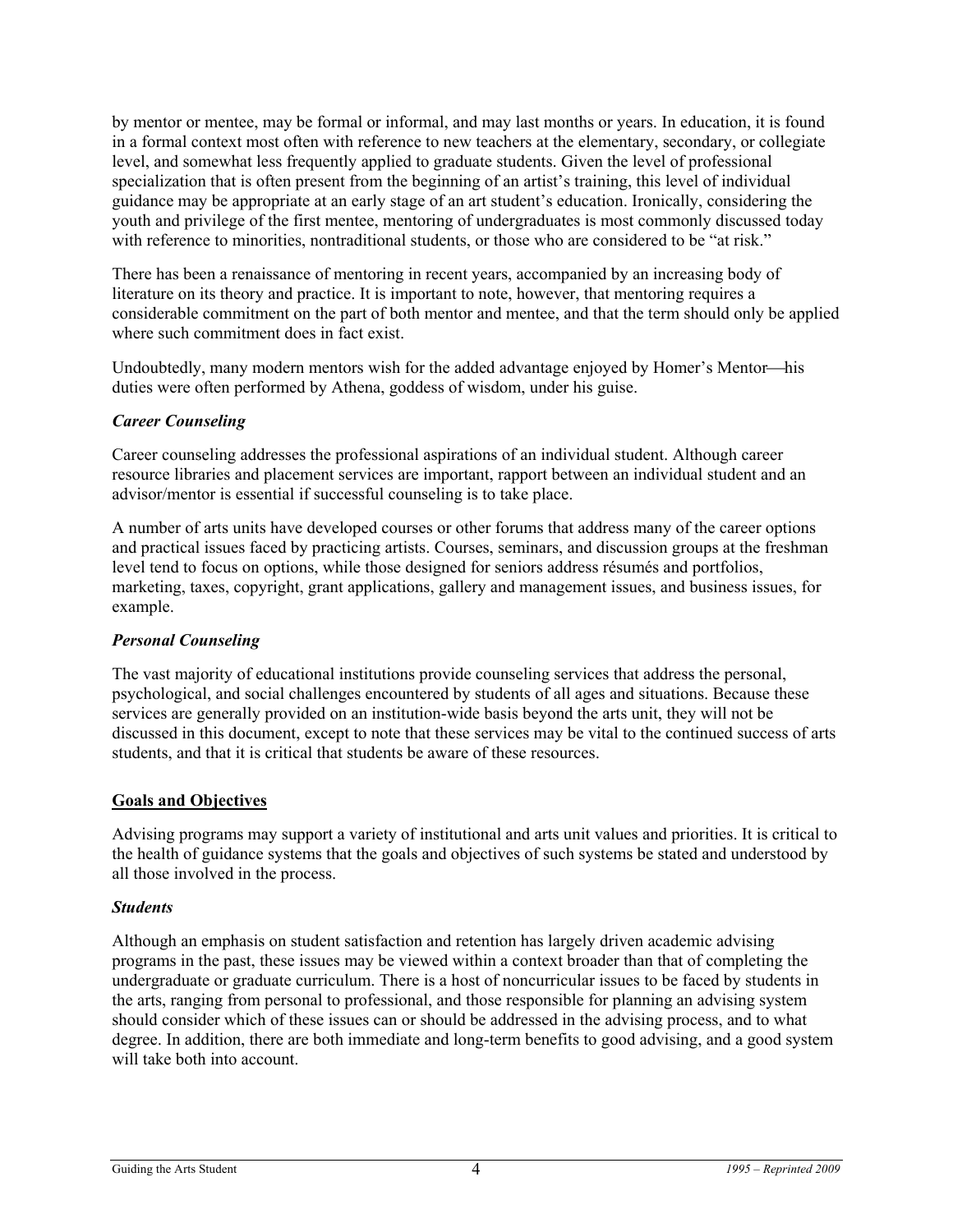by mentor or mentee, may be formal or informal, and may last months or years. In education, it is found in a formal context most often with reference to new teachers at the elementary, secondary, or collegiate level, and somewhat less frequently applied to graduate students. Given the level of professional specialization that is often present from the beginning of an artist's training, this level of individual guidance may be appropriate at an early stage of an art student's education. Ironically, considering the youth and privilege of the first mentee, mentoring of undergraduates is most commonly discussed today with reference to minorities, nontraditional students, or those who are considered to be "at risk."

There has been a renaissance of mentoring in recent years, accompanied by an increasing body of literature on its theory and practice. It is important to note, however, that mentoring requires a considerable commitment on the part of both mentor and mentee, and that the term should only be applied where such commitment does in fact exist.

Undoubtedly, many modern mentors wish for the added advantage enjoyed by Homer's Mentor—his duties were often performed by Athena, goddess of wisdom, under his guise.

### *Career Counseling*

Career counseling addresses the professional aspirations of an individual student. Although career resource libraries and placement services are important, rapport between an individual student and an advisor/mentor is essential if successful counseling is to take place.

A number of arts units have developed courses or other forums that address many of the career options and practical issues faced by practicing artists. Courses, seminars, and discussion groups at the freshman level tend to focus on options, while those designed for seniors address résumés and portfolios, marketing, taxes, copyright, grant applications, gallery and management issues, and business issues, for example.

### *Personal Counseling*

The vast majority of educational institutions provide counseling services that address the personal, psychological, and social challenges encountered by students of all ages and situations. Because these services are generally provided on an institution-wide basis beyond the arts unit, they will not be discussed in this document, except to note that these services may be vital to the continued success of arts students, and that it is critical that students be aware of these resources.

## Goals and Objectives

Advising programs may support a variety of institutional and arts unit values and priorities. It is critical to the health of guidance systems that the goals and objectives of such systems be stated and understood by all those involved in the process.

### *Students*

Although an emphasis on student satisfaction and retention has largely driven academic advising programs in the past, these issues may be viewed within a context broader than that of completing the undergraduate or graduate curriculum. There is a host of noncurricular issues to be faced by students in the arts, ranging from personal to professional, and those responsible for planning an advising system should consider which of these issues can or should be addressed in the advising process, and to what degree. In addition, there are both immediate and long-term benefits to good advising, and a good system will take both into account.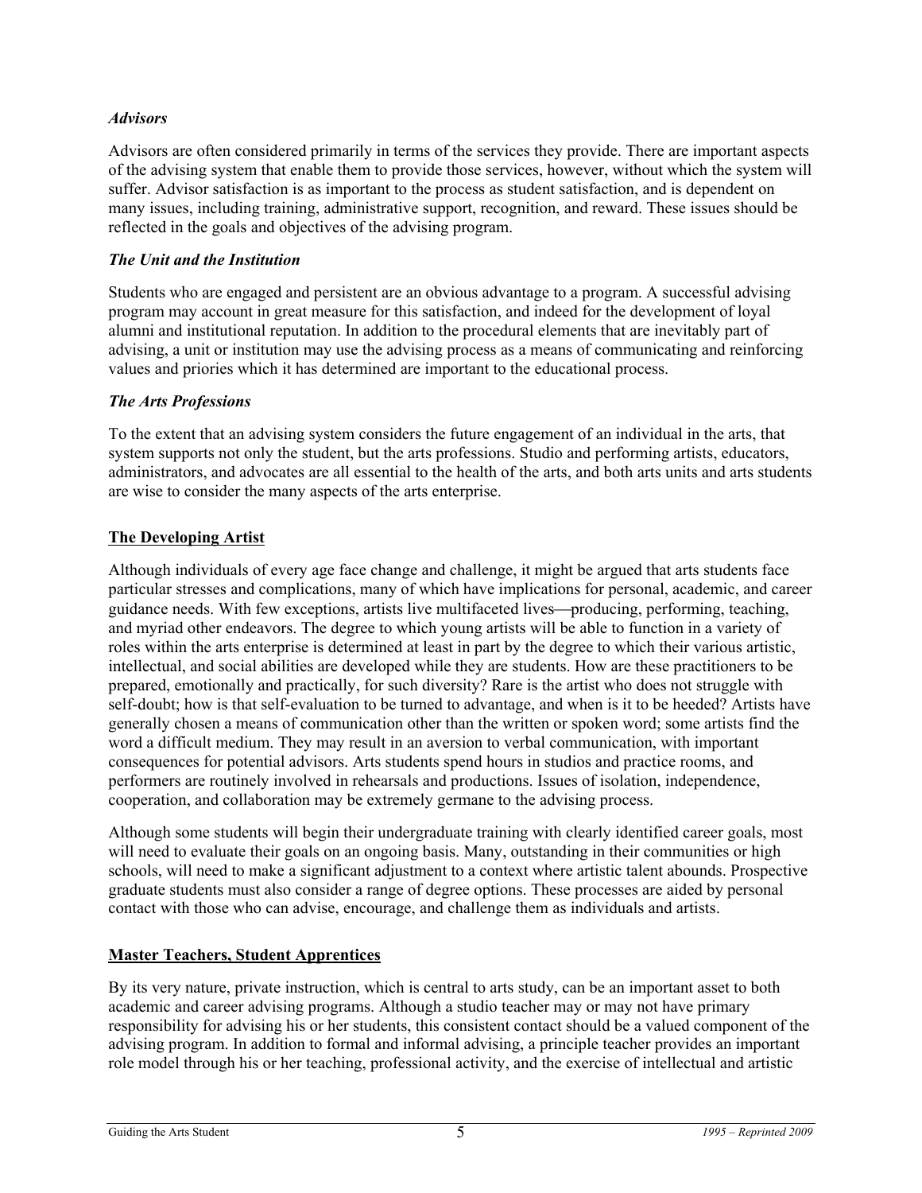### *Advisors*

Advisors are often considered primarily in terms of the services they provide. There are important aspects of the advising system that enable them to provide those services, however, without which the system will suffer. Advisor satisfaction is as important to the process as student satisfaction, and is dependent on many issues, including training, administrative support, recognition, and reward. These issues should be reflected in the goals and objectives of the advising program.

### *The Unit and the Institution*

Students who are engaged and persistent are an obvious advantage to a program. A successful advising program may account in great measure for this satisfaction, and indeed for the development of loyal alumni and institutional reputation. In addition to the procedural elements that are inevitably part of advising, a unit or institution may use the advising process as a means of communicating and reinforcing values and priories which it has determined are important to the educational process.

### *The Arts Professions*

To the extent that an advising system considers the future engagement of an individual in the arts, that system supports not only the student, but the arts professions. Studio and performing artists, educators, administrators, and advocates are all essential to the health of the arts, and both arts units and arts students are wise to consider the many aspects of the arts enterprise.

## The Developing Artist

Although individuals of every age face change and challenge, it might be argued that arts students face particular stresses and complications, many of which have implications for personal, academic, and career guidance needs. With few exceptions, artists live multifaceted lives—producing, performing, teaching, and myriad other endeavors. The degree to which young artists will be able to function in a variety of roles within the arts enterprise is determined at least in part by the degree to which their various artistic, intellectual, and social abilities are developed while they are students. How are these practitioners to be prepared, emotionally and practically, for such diversity? Rare is the artist who does not struggle with self-doubt; how is that self-evaluation to be turned to advantage, and when is it to be heeded? Artists have generally chosen a means of communication other than the written or spoken word; some artists find the word a difficult medium. They may result in an aversion to verbal communication, with important consequences for potential advisors. Arts students spend hours in studios and practice rooms, and performers are routinely involved in rehearsals and productions. Issues of isolation, independence, cooperation, and collaboration may be extremely germane to the advising process.

Although some students will begin their undergraduate training with clearly identified career goals, most will need to evaluate their goals on an ongoing basis. Many, outstanding in their communities or high schools, will need to make a significant adjustment to a context where artistic talent abounds. Prospective graduate students must also consider a range of degree options. These processes are aided by personal contact with those who can advise, encourage, and challenge them as individuals and artists.

## Master Teachers, Student Apprentices

By its very nature, private instruction, which is central to arts study, can be an important asset to both academic and career advising programs. Although a studio teacher may or may not have primary responsibility for advising his or her students, this consistent contact should be a valued component of the advising program. In addition to formal and informal advising, a principle teacher provides an important role model through his or her teaching, professional activity, and the exercise of intellectual and artistic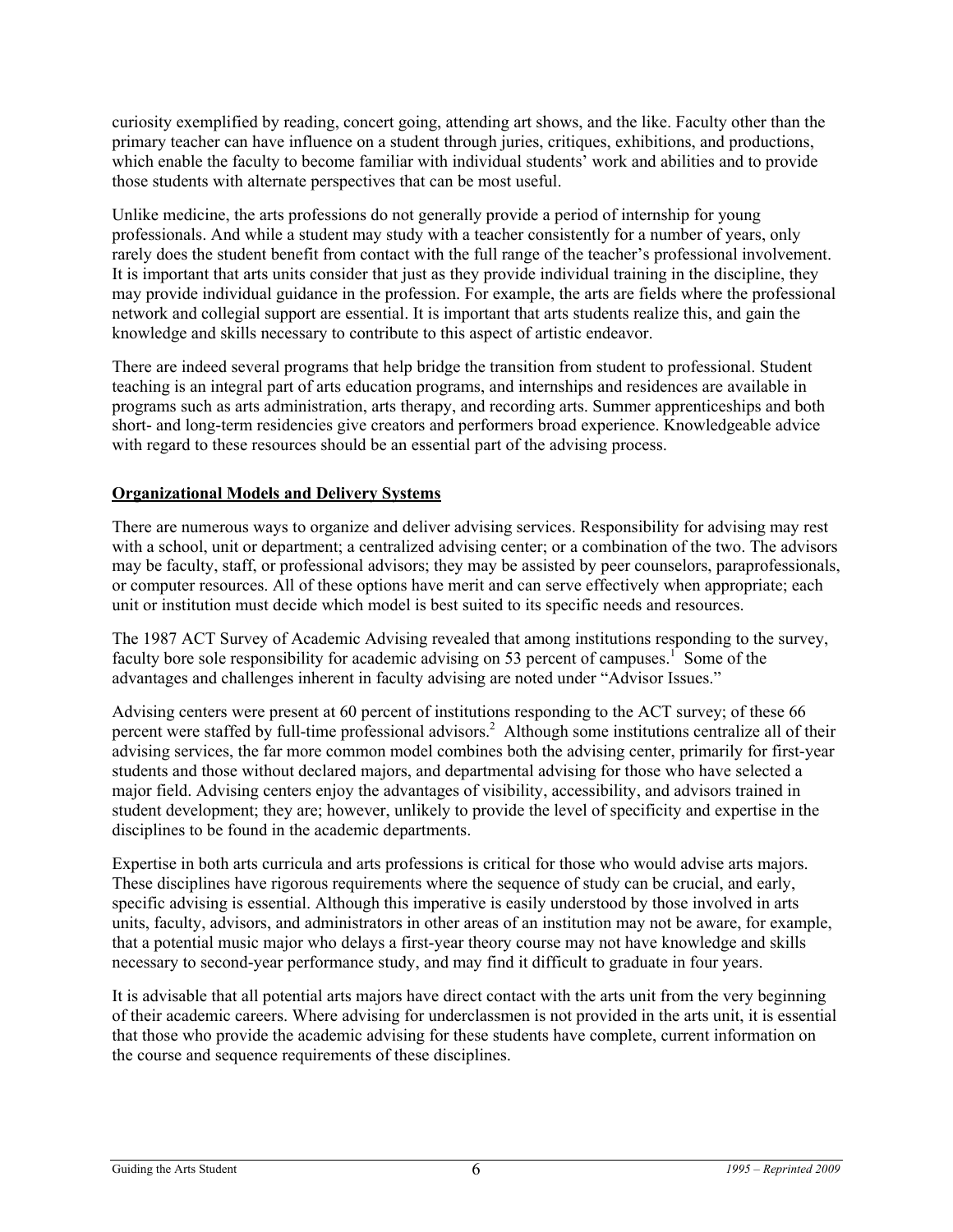curiosity exemplified by reading, concert going, attending art shows, and the like. Faculty other than the primary teacher can have influence on a student through juries, critiques, exhibitions, and productions, which enable the faculty to become familiar with individual students' work and abilities and to provide those students with alternate perspectives that can be most useful.

Unlike medicine, the arts professions do not generally provide a period of internship for young professionals. And while a student may study with a teacher consistently for a number of years, only rarely does the student benefit from contact with the full range of the teacher's professional involvement. It is important that arts units consider that just as they provide individual training in the discipline, they may provide individual guidance in the profession. For example, the arts are fields where the professional network and collegial support are essential. It is important that arts students realize this, and gain the knowledge and skills necessary to contribute to this aspect of artistic endeavor.

There are indeed several programs that help bridge the transition from student to professional. Student teaching is an integral part of arts education programs, and internships and residences are available in programs such as arts administration, arts therapy, and recording arts. Summer apprenticeships and both short- and long-term residencies give creators and performers broad experience. Knowledgeable advice with regard to these resources should be an essential part of the advising process.

## Organizational Models and Delivery Systems

There are numerous ways to organize and deliver advising services. Responsibility for advising may rest with a school, unit or department; a centralized advising center; or a combination of the two. The advisors may be faculty, staff, or professional advisors; they may be assisted by peer counselors, paraprofessionals, or computer resources. All of these options have merit and can serve effectively when appropriate; each unit or institution must decide which model is best suited to its specific needs and resources.

The 1987 ACT Survey of Academic Advising revealed that among institutions responding to the survey, faculty bore sole responsibility for academic advising on 53 percent of campuses.[1] Some of the advantages and challenges inherent in faculty advising are noted under "Advisor Issues."

Advising centers were present at 60 percent of institutions responding to the ACT survey; of these 66 percent were staffed by full-time professional advisors.[2] Although some institutions centralize all of their advising services, the far more common model combines both the advising center, primarily for first-year students and those without declared majors, and departmental advising for those who have selected a major field. Advising centers enjoy the advantages of visibility, accessibility, and advisors trained in student development; they are; however, unlikely to provide the level of specificity and expertise in the disciplines to be found in the academic departments.

Expertise in both arts curricula and arts professions is critical for those who would advise arts majors. These disciplines have rigorous requirements where the sequence of study can be crucial, and early, specific advising is essential. Although this imperative is easily understood by those involved in arts units, faculty, advisors, and administrators in other areas of an institution may not be aware, for example, that a potential music major who delays a first-year theory course may not have knowledge and skills necessary to second-year performance study, and may find it difficult to graduate in four years.

It is advisable that all potential arts majors have direct contact with the arts unit from the very beginning of their academic careers. Where advising for underclassmen is not provided in the arts unit, it is essential that those who provide the academic advising for these students have complete, current information on the course and sequence requirements of these disciplines.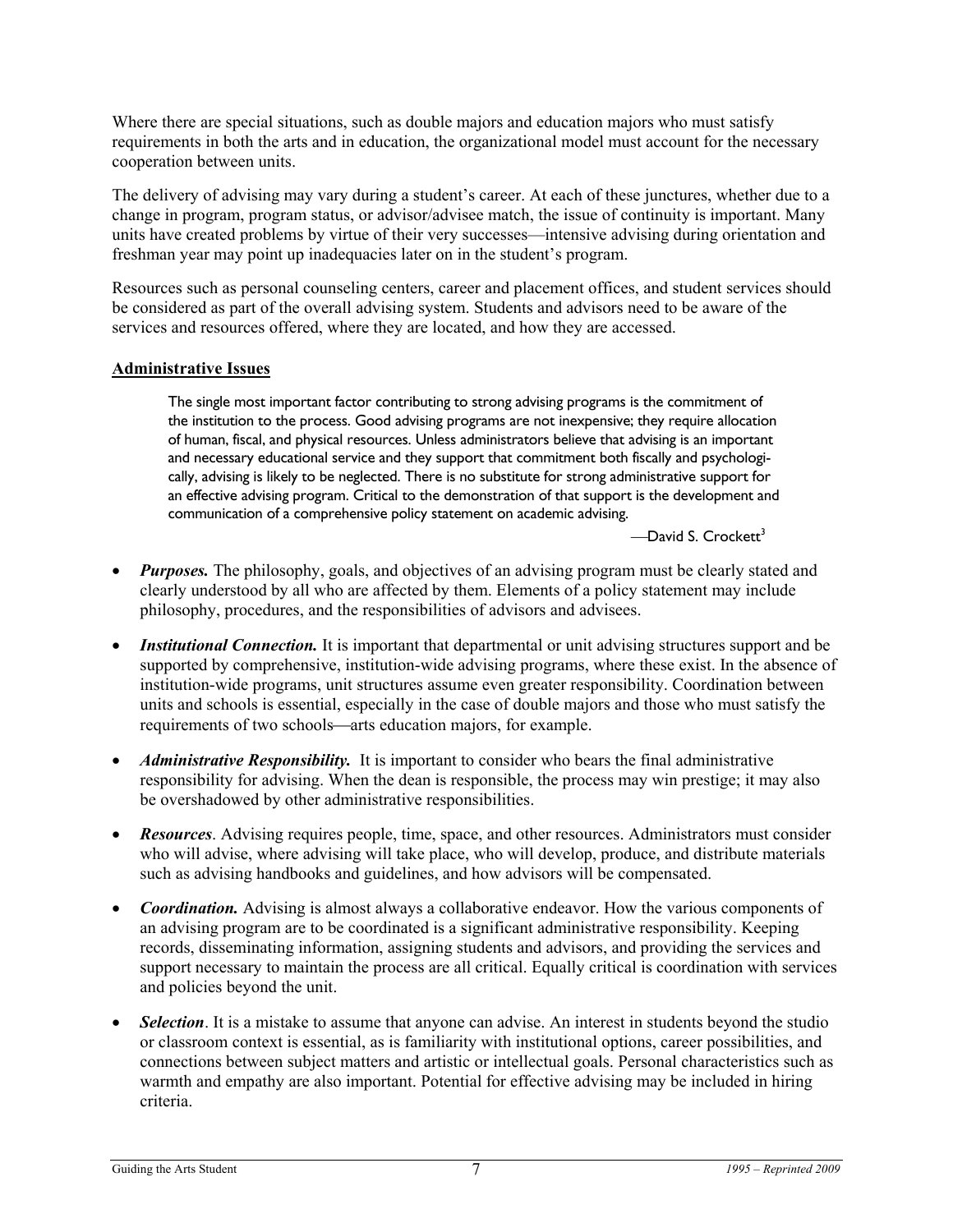Where there are special situations, such as double majors and education majors who must satisfy requirements in both the arts and in education, the organizational model must account for the necessary cooperation between units.

The delivery of advising may vary during a student's career. At each of these junctures, whether due to a change in program, program status, or advisor/advisee match, the issue of continuity is important. Many units have created problems by virtue of their very successes—intensive advising during orientation and freshman year may point up inadequacies later on in the student's program.

Resources such as personal counseling centers, career and placement offices, and student services should be considered as part of the overall advising system. Students and advisors need to be aware of the services and resources offered, where they are located, and how they are accessed.

## Administrative Issues

> The single most important factor contributing to strong advising programs is the commitment of the institution to the process. Good advising programs are not inexpensive; they require allocation of human, fiscal, and physical resources. Unless administrators believe that advising is an important and necessary educational service and they support that commitment both fiscally and psychologically, advising is likely to be neglected. There is no substitute for strong administrative support for an effective advising program. Critical to the demonstration of that support is the development and communication of a comprehensive policy statement on academic advising.
>
> —David S. Crockett[3]

- ***Purposes.*** The philosophy, goals, and objectives of an advising program must be clearly stated and clearly understood by all who are affected by them. Elements of a policy statement may include philosophy, procedures, and the responsibilities of advisors and advisees.
- ***Institutional Connection.*** It is important that departmental or unit advising structures support and be supported by comprehensive, institution-wide advising programs, where these exist. In the absence of institution-wide programs, unit structures assume even greater responsibility. Coordination between units and schools is essential, especially in the case of double majors and those who must satisfy the requirements of two schools—arts education majors, for example.
- ***Administrative Responsibility.*** It is important to consider who bears the final administrative responsibility for advising. When the dean is responsible, the process may win prestige; it may also be overshadowed by other administrative responsibilities.
- ***Resources*.** Advising requires people, time, space, and other resources. Administrators must consider who will advise, where advising will take place, who will develop, produce, and distribute materials such as advising handbooks and guidelines, and how advisors will be compensated.
- ***Coordination.*** Advising is almost always a collaborative endeavor. How the various components of an advising program are to be coordinated is a significant administrative responsibility. Keeping records, disseminating information, assigning students and advisors, and providing the services and support necessary to maintain the process are all critical. Equally critical is coordination with services and policies beyond the unit.
- ***Selection*.** It is a mistake to assume that anyone can advise. An interest in students beyond the studio or classroom context is essential, as is familiarity with institutional options, career possibilities, and connections between subject matters and artistic or intellectual goals. Personal characteristics such as warmth and empathy are also important. Potential for effective advising may be included in hiring criteria.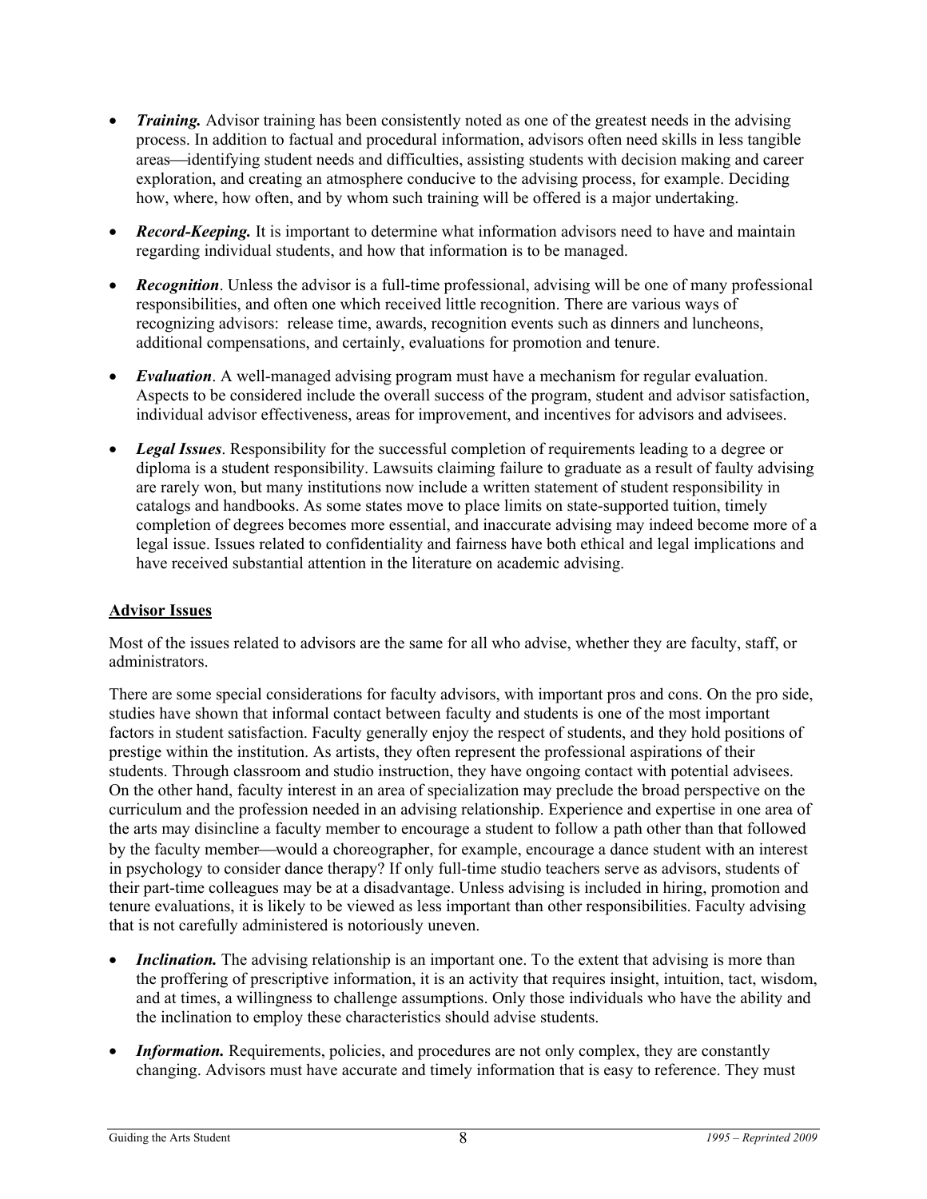- ***Training.*** Advisor training has been consistently noted as one of the greatest needs in the advising process. In addition to factual and procedural information, advisors often need skills in less tangible areas—identifying student needs and difficulties, assisting students with decision making and career exploration, and creating an atmosphere conducive to the advising process, for example. Deciding how, where, how often, and by whom such training will be offered is a major undertaking.

- ***Record-Keeping.*** It is important to determine what information advisors need to have and maintain regarding individual students, and how that information is to be managed.

- ***Recognition***. Unless the advisor is a full-time professional, advising will be one of many professional responsibilities, and often one which received little recognition. There are various ways of recognizing advisors: release time, awards, recognition events such as dinners and luncheons, additional compensations, and certainly, evaluations for promotion and tenure.

- ***Evaluation***. A well-managed advising program must have a mechanism for regular evaluation. Aspects to be considered include the overall success of the program, student and advisor satisfaction, individual advisor effectiveness, areas for improvement, and incentives for advisors and advisees.

- ***Legal Issues***. Responsibility for the successful completion of requirements leading to a degree or diploma is a student responsibility. Lawsuits claiming failure to graduate as a result of faulty advising are rarely won, but many institutions now include a written statement of student responsibility in catalogs and handbooks. As some states move to place limits on state-supported tuition, timely completion of degrees becomes more essential, and inaccurate advising may indeed become more of a legal issue. Issues related to confidentiality and fairness have both ethical and legal implications and have received substantial attention in the literature on academic advising.

## Advisor Issues

Most of the issues related to advisors are the same for all who advise, whether they are faculty, staff, or administrators.

There are some special considerations for faculty advisors, with important pros and cons. On the pro side, studies have shown that informal contact between faculty and students is one of the most important factors in student satisfaction. Faculty generally enjoy the respect of students, and they hold positions of prestige within the institution. As artists, they often represent the professional aspirations of their students. Through classroom and studio instruction, they have ongoing contact with potential advisees. On the other hand, faculty interest in an area of specialization may preclude the broad perspective on the curriculum and the profession needed in an advising relationship. Experience and expertise in one area of the arts may disincline a faculty member to encourage a student to follow a path other than that followed by the faculty member—would a choreographer, for example, encourage a dance student with an interest in psychology to consider dance therapy? If only full-time studio teachers serve as advisors, students of their part-time colleagues may be at a disadvantage. Unless advising is included in hiring, promotion and tenure evaluations, it is likely to be viewed as less important than other responsibilities. Faculty advising that is not carefully administered is notoriously uneven.

- ***Inclination.*** The advising relationship is an important one. To the extent that advising is more than the proffering of prescriptive information, it is an activity that requires insight, intuition, tact, wisdom, and at times, a willingness to challenge assumptions. Only those individuals who have the ability and the inclination to employ these characteristics should advise students.

- ***Information.*** Requirements, policies, and procedures are not only complex, they are constantly changing. Advisors must have accurate and timely information that is easy to reference. They must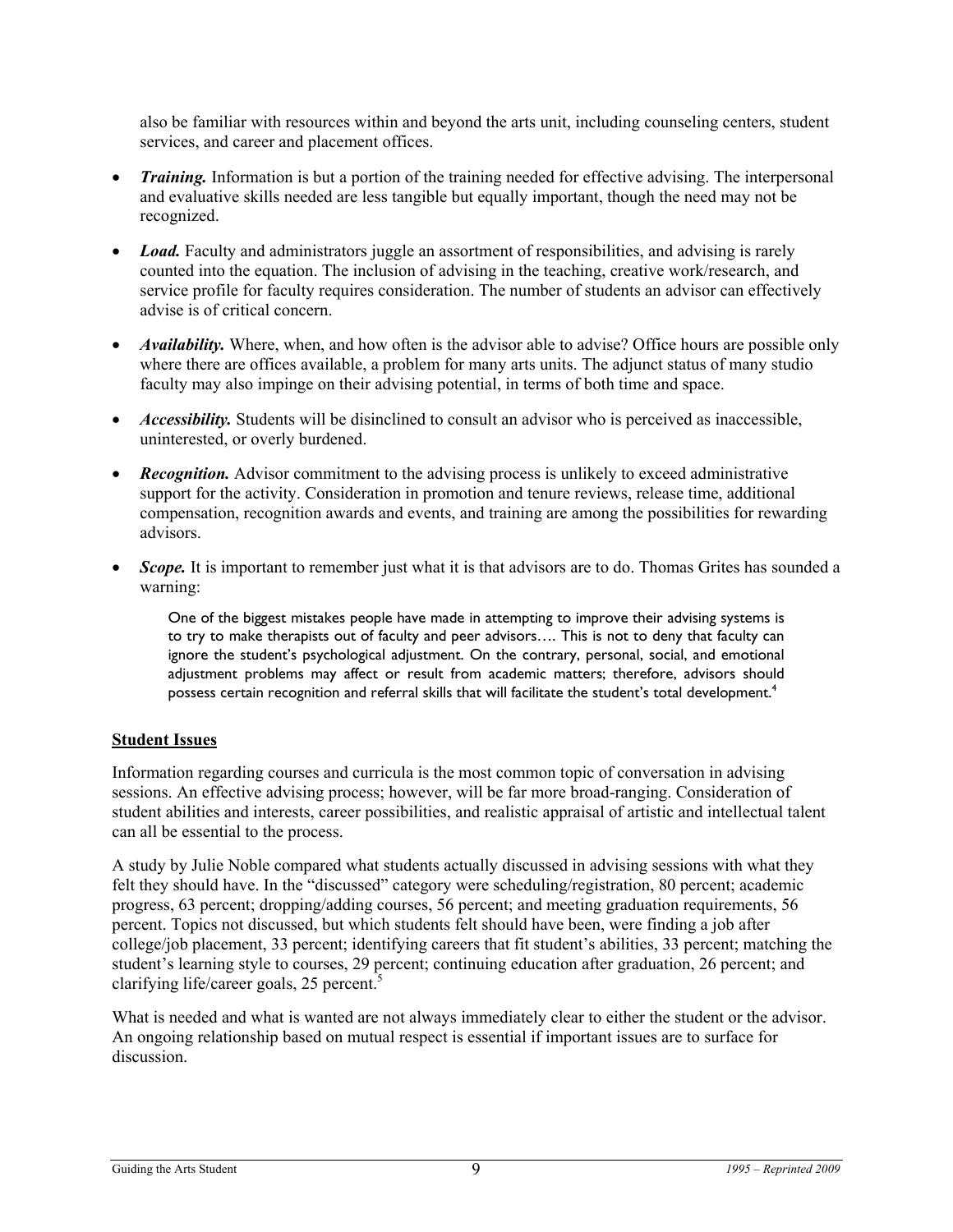also be familiar with resources within and beyond the arts unit, including counseling centers, student services, and career and placement offices.

- ***Training.*** Information is but a portion of the training needed for effective advising. The interpersonal and evaluative skills needed are less tangible but equally important, though the need may not be recognized.
- ***Load.*** Faculty and administrators juggle an assortment of responsibilities, and advising is rarely counted into the equation. The inclusion of advising in the teaching, creative work/research, and service profile for faculty requires consideration. The number of students an advisor can effectively advise is of critical concern.
- ***Availability.*** Where, when, and how often is the advisor able to advise? Office hours are possible only where there are offices available, a problem for many arts units. The adjunct status of many studio faculty may also impinge on their advising potential, in terms of both time and space.
- ***Accessibility.*** Students will be disinclined to consult an advisor who is perceived as inaccessible, uninterested, or overly burdened.
- ***Recognition.*** Advisor commitment to the advising process is unlikely to exceed administrative support for the activity. Consideration in promotion and tenure reviews, release time, additional compensation, recognition awards and events, and training are among the possibilities for rewarding advisors.
- ***Scope.*** It is important to remember just what it is that advisors are to do. Thomas Grites has sounded a warning:

  > One of the biggest mistakes people have made in attempting to improve their advising systems is to try to make therapists out of faculty and peer advisors…. This is not to deny that faculty can ignore the student's psychological adjustment. On the contrary, personal, social, and emotional adjustment problems may affect or result from academic matters; therefore, advisors should possess certain recognition and referral skills that will facilitate the student's total development.[4]

## Student Issues

Information regarding courses and curricula is the most common topic of conversation in advising sessions. An effective advising process; however, will be far more broad-ranging. Consideration of student abilities and interests, career possibilities, and realistic appraisal of artistic and intellectual talent can all be essential to the process.

A study by Julie Noble compared what students actually discussed in advising sessions with what they felt they should have. In the "discussed" category were scheduling/registration, 80 percent; academic progress, 63 percent; dropping/adding courses, 56 percent; and meeting graduation requirements, 56 percent. Topics not discussed, but which students felt should have been, were finding a job after college/job placement, 33 percent; identifying careers that fit student's abilities, 33 percent; matching the student's learning style to courses, 29 percent; continuing education after graduation, 26 percent; and clarifying life/career goals, 25 percent.[5]

What is needed and what is wanted are not always immediately clear to either the student or the advisor. An ongoing relationship based on mutual respect is essential if important issues are to surface for discussion.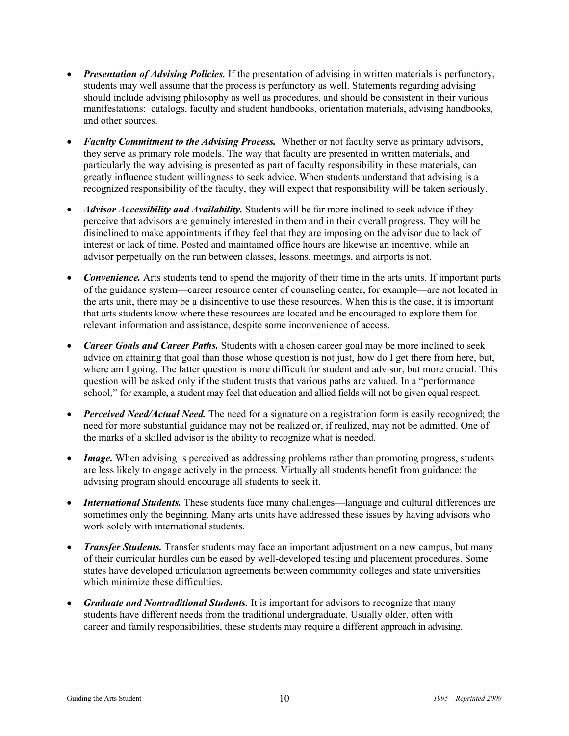- ***Presentation of Advising Policies.*** If the presentation of advising in written materials is perfunctory, students may well assume that the process is perfunctory as well. Statements regarding advising should include advising philosophy as well as procedures, and should be consistent in their various manifestations: catalogs, faculty and student handbooks, orientation materials, advising handbooks, and other sources.

- ***Faculty Commitment to the Advising Process.*** Whether or not faculty serve as primary advisors, they serve as primary role models. The way that faculty are presented in written materials, and particularly the way advising is presented as part of faculty responsibility in these materials, can greatly influence student willingness to seek advice. When students understand that advising is a recognized responsibility of the faculty, they will expect that responsibility will be taken seriously.

- ***Advisor Accessibility and Availability.*** Students will be far more inclined to seek advice if they perceive that advisors are genuinely interested in them and in their overall progress. They will be disinclined to make appointments if they feel that they are imposing on the advisor due to lack of interest or lack of time. Posted and maintained office hours are likewise an incentive, while an advisor perpetually on the run between classes, lessons, meetings, and airports is not.

- ***Convenience.*** Arts students tend to spend the majority of their time in the arts units. If important parts of the guidance system—career resource center of counseling center, for example—are not located in the arts unit, there may be a disincentive to use these resources. When this is the case, it is important that arts students know where these resources are located and be encouraged to explore them for relevant information and assistance, despite some inconvenience of access.

- ***Career Goals and Career Paths.*** Students with a chosen career goal may be more inclined to seek advice on attaining that goal than those whose question is not just, how do I get there from here, but, where am I going. The latter question is more difficult for student and advisor, but more crucial. This question will be asked only if the student trusts that various paths are valued. In a "performance school," for example, a student may feel that education and allied fields will not be given equal respect.

- ***Perceived Need/Actual Need.*** The need for a signature on a registration form is easily recognized; the need for more substantial guidance may not be realized or, if realized, may not be admitted. One of the marks of a skilled advisor is the ability to recognize what is needed.

- ***Image.*** When advising is perceived as addressing problems rather than promoting progress, students are less likely to engage actively in the process. Virtually all students benefit from guidance; the advising program should encourage all students to seek it.

- ***International Students.*** These students face many challenges—language and cultural differences are sometimes only the beginning. Many arts units have addressed these issues by having advisors who work solely with international students.

- ***Transfer Students.*** Transfer students may face an important adjustment on a new campus, but many of their curricular hurdles can be eased by well-developed testing and placement procedures. Some states have developed articulation agreements between community colleges and state universities which minimize these difficulties.

- ***Graduate and Nontraditional Students.*** It is important for advisors to recognize that many students have different needs from the traditional undergraduate. Usually older, often with career and family responsibilities, these students may require a different approach in advising.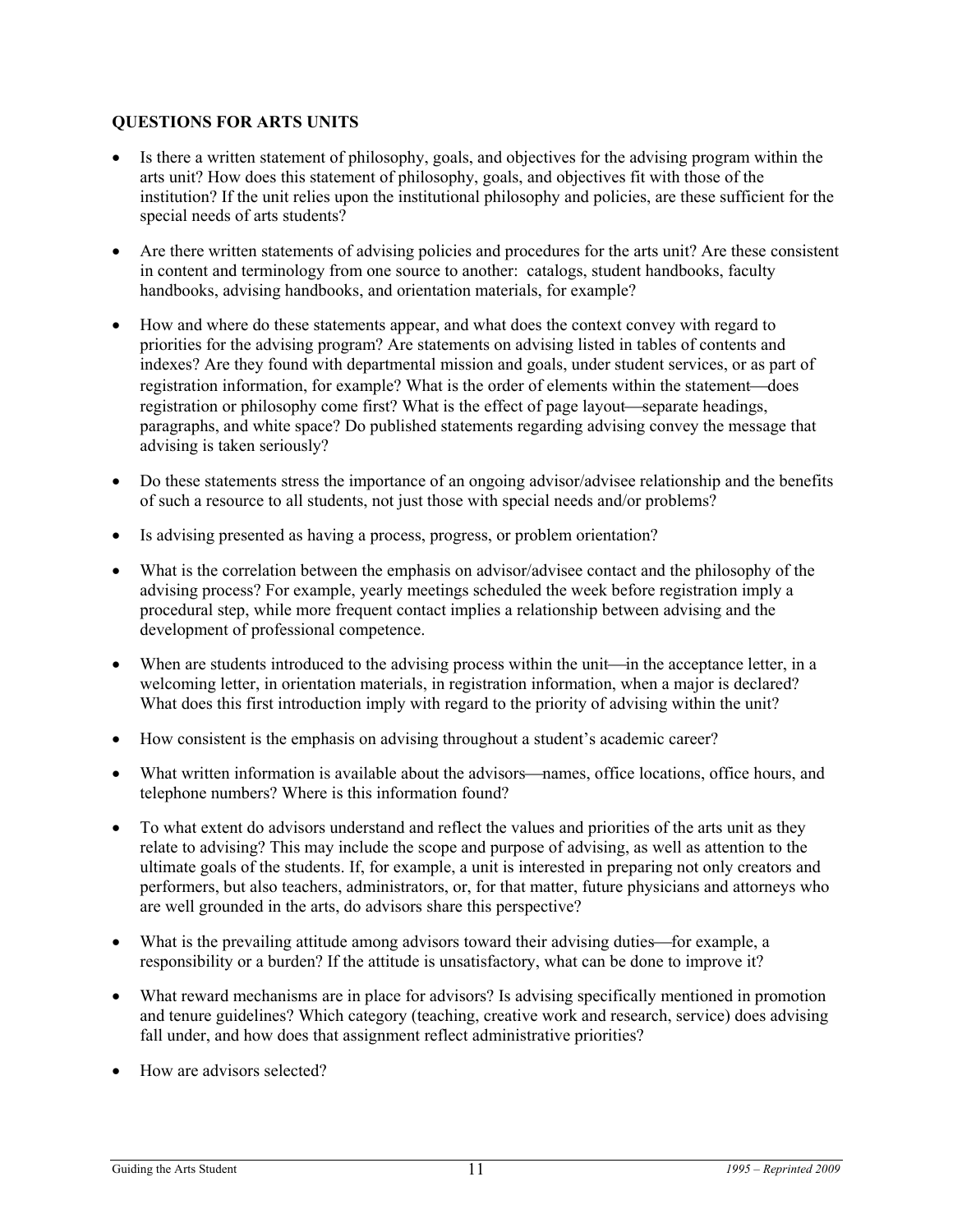### QUESTIONS FOR ARTS UNITS

- Is there a written statement of philosophy, goals, and objectives for the advising program within the arts unit? How does this statement of philosophy, goals, and objectives fit with those of the institution? If the unit relies upon the institutional philosophy and policies, are these sufficient for the special needs of arts students?

- Are there written statements of advising policies and procedures for the arts unit? Are these consistent in content and terminology from one source to another: catalogs, student handbooks, faculty handbooks, advising handbooks, and orientation materials, for example?

- How and where do these statements appear, and what does the context convey with regard to priorities for the advising program? Are statements on advising listed in tables of contents and indexes? Are they found with departmental mission and goals, under student services, or as part of registration information, for example? What is the order of elements within the statement—does registration or philosophy come first? What is the effect of page layout—separate headings, paragraphs, and white space? Do published statements regarding advising convey the message that advising is taken seriously?

- Do these statements stress the importance of an ongoing advisor/advisee relationship and the benefits of such a resource to all students, not just those with special needs and/or problems?

- Is advising presented as having a process, progress, or problem orientation?

- What is the correlation between the emphasis on advisor/advisee contact and the philosophy of the advising process? For example, yearly meetings scheduled the week before registration imply a procedural step, while more frequent contact implies a relationship between advising and the development of professional competence.

- When are students introduced to the advising process within the unit—in the acceptance letter, in a welcoming letter, in orientation materials, in registration information, when a major is declared? What does this first introduction imply with regard to the priority of advising within the unit?

- How consistent is the emphasis on advising throughout a student's academic career?

- What written information is available about the advisors—names, office locations, office hours, and telephone numbers? Where is this information found?

- To what extent do advisors understand and reflect the values and priorities of the arts unit as they relate to advising? This may include the scope and purpose of advising, as well as attention to the ultimate goals of the students. If, for example, a unit is interested in preparing not only creators and performers, but also teachers, administrators, or, for that matter, future physicians and attorneys who are well grounded in the arts, do advisors share this perspective?

- What is the prevailing attitude among advisors toward their advising duties—for example, a responsibility or a burden? If the attitude is unsatisfactory, what can be done to improve it?

- What reward mechanisms are in place for advisors? Is advising specifically mentioned in promotion and tenure guidelines? Which category (teaching, creative work and research, service) does advising fall under, and how does that assignment reflect administrative priorities?

- How are advisors selected?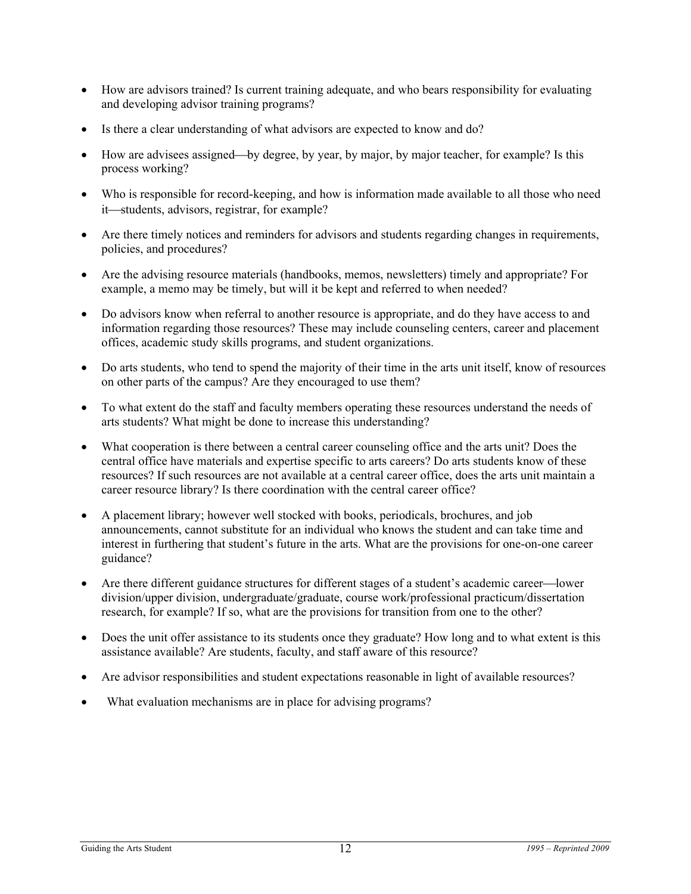- How are advisors trained? Is current training adequate, and who bears responsibility for evaluating and developing advisor training programs?
- Is there a clear understanding of what advisors are expected to know and do?
- How are advisees assigned—by degree, by year, by major, by major teacher, for example? Is this process working?
- Who is responsible for record-keeping, and how is information made available to all those who need it—students, advisors, registrar, for example?
- Are there timely notices and reminders for advisors and students regarding changes in requirements, policies, and procedures?
- Are the advising resource materials (handbooks, memos, newsletters) timely and appropriate? For example, a memo may be timely, but will it be kept and referred to when needed?
- Do advisors know when referral to another resource is appropriate, and do they have access to and information regarding those resources? These may include counseling centers, career and placement offices, academic study skills programs, and student organizations.
- Do arts students, who tend to spend the majority of their time in the arts unit itself, know of resources on other parts of the campus? Are they encouraged to use them?
- To what extent do the staff and faculty members operating these resources understand the needs of arts students? What might be done to increase this understanding?
- What cooperation is there between a central career counseling office and the arts unit? Does the central office have materials and expertise specific to arts careers? Do arts students know of these resources? If such resources are not available at a central career office, does the arts unit maintain a career resource library? Is there coordination with the central career office?
- A placement library; however well stocked with books, periodicals, brochures, and job announcements, cannot substitute for an individual who knows the student and can take time and interest in furthering that student's future in the arts. What are the provisions for one-on-one career guidance?
- Are there different guidance structures for different stages of a student's academic career—lower division/upper division, undergraduate/graduate, course work/professional practicum/dissertation research, for example? If so, what are the provisions for transition from one to the other?
- Does the unit offer assistance to its students once they graduate? How long and to what extent is this assistance available? Are students, faculty, and staff aware of this resource?
- Are advisor responsibilities and student expectations reasonable in light of available resources?
- What evaluation mechanisms are in place for advising programs?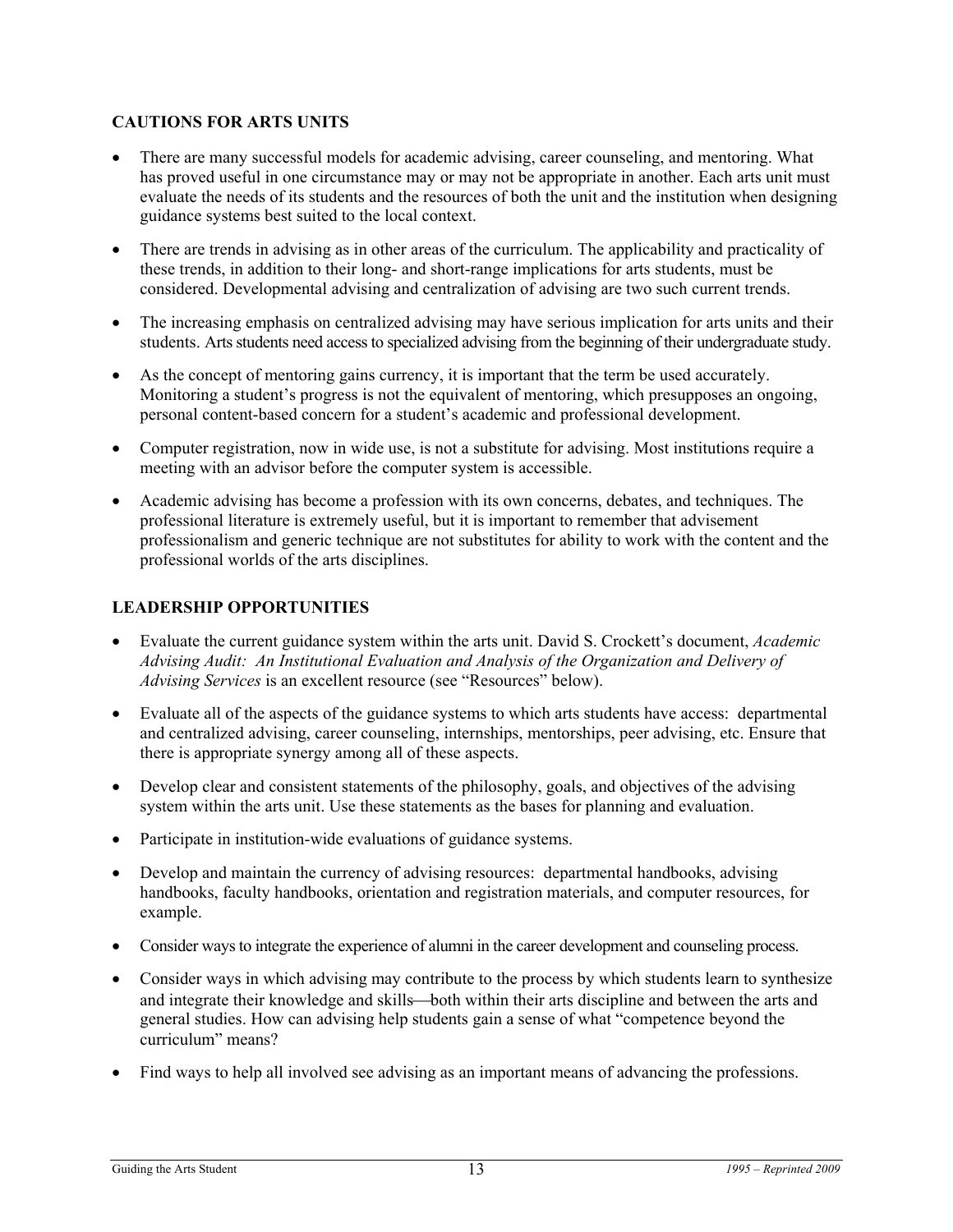## CAUTIONS FOR ARTS UNITS

- There are many successful models for academic advising, career counseling, and mentoring. What has proved useful in one circumstance may or may not be appropriate in another. Each arts unit must evaluate the needs of its students and the resources of both the unit and the institution when designing guidance systems best suited to the local context.
- There are trends in advising as in other areas of the curriculum. The applicability and practicality of these trends, in addition to their long- and short-range implications for arts students, must be considered. Developmental advising and centralization of advising are two such current trends.
- The increasing emphasis on centralized advising may have serious implication for arts units and their students. Arts students need access to specialized advising from the beginning of their undergraduate study.
- As the concept of mentoring gains currency, it is important that the term be used accurately. Monitoring a student's progress is not the equivalent of mentoring, which presupposes an ongoing, personal content-based concern for a student's academic and professional development.
- Computer registration, now in wide use, is not a substitute for advising. Most institutions require a meeting with an advisor before the computer system is accessible.
- Academic advising has become a profession with its own concerns, debates, and techniques. The professional literature is extremely useful, but it is important to remember that advisement professionalism and generic technique are not substitutes for ability to work with the content and the professional worlds of the arts disciplines.

## LEADERSHIP OPPORTUNITIES

- Evaluate the current guidance system within the arts unit. David S. Crockett's document, *Academic Advising Audit: An Institutional Evaluation and Analysis of the Organization and Delivery of Advising Services* is an excellent resource (see "Resources" below).
- Evaluate all of the aspects of the guidance systems to which arts students have access: departmental and centralized advising, career counseling, internships, mentorships, peer advising, etc. Ensure that there is appropriate synergy among all of these aspects.
- Develop clear and consistent statements of the philosophy, goals, and objectives of the advising system within the arts unit. Use these statements as the bases for planning and evaluation.
- Participate in institution-wide evaluations of guidance systems.
- Develop and maintain the currency of advising resources: departmental handbooks, advising handbooks, faculty handbooks, orientation and registration materials, and computer resources, for example.
- Consider ways to integrate the experience of alumni in the career development and counseling process.
- Consider ways in which advising may contribute to the process by which students learn to synthesize and integrate their knowledge and skills—both within their arts discipline and between the arts and general studies. How can advising help students gain a sense of what "competence beyond the curriculum" means?
- Find ways to help all involved see advising as an important means of advancing the professions.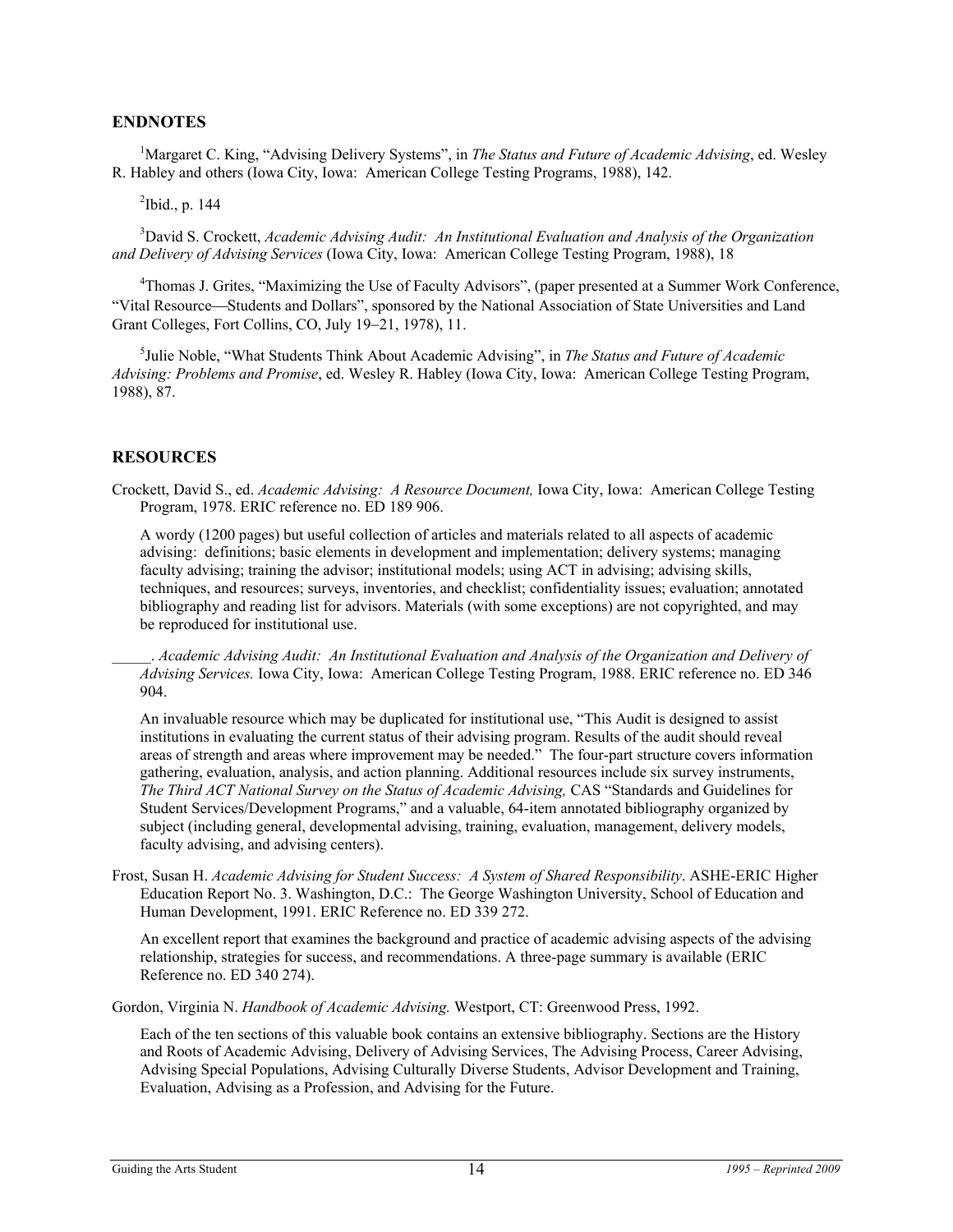## ENDNOTES

[1]Margaret C. King, "Advising Delivery Systems", in *The Status and Future of Academic Advising*, ed. Wesley R. Habley and others (Iowa City, Iowa: American College Testing Programs, 1988), 142.

[2]Ibid., p. 144

[3]David S. Crockett, *Academic Advising Audit: An Institutional Evaluation and Analysis of the Organization and Delivery of Advising Services* (Iowa City, Iowa: American College Testing Program, 1988), 18

[4]Thomas J. Grites, "Maximizing the Use of Faculty Advisors", (paper presented at a Summer Work Conference, "Vital Resource—Students and Dollars", sponsored by the National Association of State Universities and Land Grant Colleges, Fort Collins, CO, July 19–21, 1978), 11.

[5]Julie Noble, "What Students Think About Academic Advising", in *The Status and Future of Academic Advising: Problems and Promise*, ed. Wesley R. Habley (Iowa City, Iowa: American College Testing Program, 1988), 87.

## RESOURCES

Crockett, David S., ed. *Academic Advising: A Resource Document,* Iowa City, Iowa: American College Testing Program, 1978. ERIC reference no. ED 189 906.

A wordy (1200 pages) but useful collection of articles and materials related to all aspects of academic advising: definitions; basic elements in development and implementation; delivery systems; managing faculty advising; training the advisor; institutional models; using ACT in advising; advising skills, techniques, and resources; surveys, inventories, and checklist; confidentiality issues; evaluation; annotated bibliography and reading list for advisors. Materials (with some exceptions) are not copyrighted, and may be reproduced for institutional use.

_____. *Academic Advising Audit: An Institutional Evaluation and Analysis of the Organization and Delivery of Advising Services.* Iowa City, Iowa: American College Testing Program, 1988. ERIC reference no. ED 346 904.

An invaluable resource which may be duplicated for institutional use, "This Audit is designed to assist institutions in evaluating the current status of their advising program. Results of the audit should reveal areas of strength and areas where improvement may be needed." The four-part structure covers information gathering, evaluation, analysis, and action planning. Additional resources include six survey instruments, *The Third ACT National Survey on the Status of Academic Advising,* CAS "Standards and Guidelines for Student Services/Development Programs," and a valuable, 64-item annotated bibliography organized by subject (including general, developmental advising, training, evaluation, management, delivery models, faculty advising, and advising centers).

Frost, Susan H. *Academic Advising for Student Success: A System of Shared Responsibility*. ASHE-ERIC Higher Education Report No. 3. Washington, D.C.: The George Washington University, School of Education and Human Development, 1991. ERIC Reference no. ED 339 272.

An excellent report that examines the background and practice of academic advising aspects of the advising relationship, strategies for success, and recommendations. A three-page summary is available (ERIC Reference no. ED 340 274).

Gordon, Virginia N. *Handbook of Academic Advising.* Westport, CT: Greenwood Press, 1992.

Each of the ten sections of this valuable book contains an extensive bibliography. Sections are the History and Roots of Academic Advising, Delivery of Advising Services, The Advising Process, Career Advising, Advising Special Populations, Advising Culturally Diverse Students, Advisor Development and Training, Evaluation, Advising as a Profession, and Advising for the Future.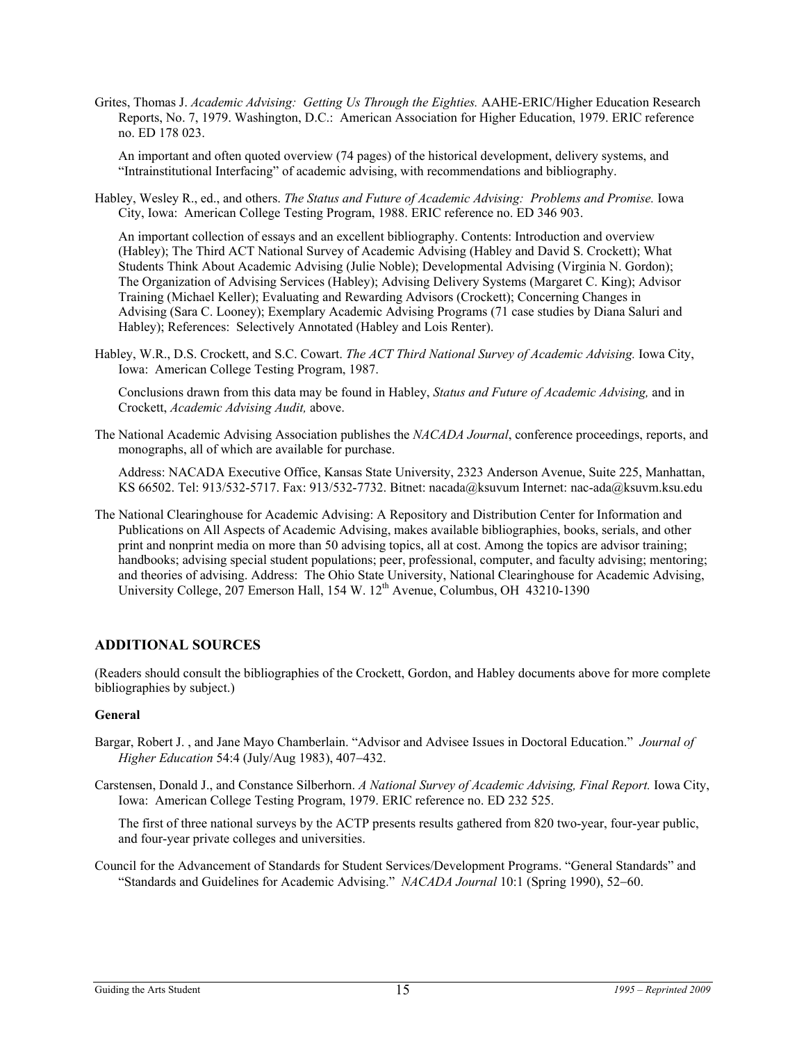Grites, Thomas J. *Academic Advising: Getting Us Through the Eighties.* AAHE-ERIC/Higher Education Research Reports, No. 7, 1979. Washington, D.C.: American Association for Higher Education, 1979. ERIC reference no. ED 178 023.

An important and often quoted overview (74 pages) of the historical development, delivery systems, and "Intrainstitutional Interfacing" of academic advising, with recommendations and bibliography.

Habley, Wesley R., ed., and others. *The Status and Future of Academic Advising: Problems and Promise.* Iowa City, Iowa: American College Testing Program, 1988. ERIC reference no. ED 346 903.

An important collection of essays and an excellent bibliography. Contents: Introduction and overview (Habley); The Third ACT National Survey of Academic Advising (Habley and David S. Crockett); What Students Think About Academic Advising (Julie Noble); Developmental Advising (Virginia N. Gordon); The Organization of Advising Services (Habley); Advising Delivery Systems (Margaret C. King); Advisor Training (Michael Keller); Evaluating and Rewarding Advisors (Crockett); Concerning Changes in Advising (Sara C. Looney); Exemplary Academic Advising Programs (71 case studies by Diana Saluri and Habley); References: Selectively Annotated (Habley and Lois Renter).

Habley, W.R., D.S. Crockett, and S.C. Cowart. *The ACT Third National Survey of Academic Advising.* Iowa City, Iowa: American College Testing Program, 1987.

Conclusions drawn from this data may be found in Habley, *Status and Future of Academic Advising,* and in Crockett, *Academic Advising Audit,* above.

The National Academic Advising Association publishes the *NACADA Journal*, conference proceedings, reports, and monographs, all of which are available for purchase.

Address: NACADA Executive Office, Kansas State University, 2323 Anderson Avenue, Suite 225, Manhattan, KS 66502. Tel: 913/532-5717. Fax: 913/532-7732. Bitnet: nacada@ksuvum Internet: nac-ada@ksuvm.ksu.edu

The National Clearinghouse for Academic Advising: A Repository and Distribution Center for Information and Publications on All Aspects of Academic Advising, makes available bibliographies, books, serials, and other print and nonprint media on more than 50 advising topics, all at cost. Among the topics are advisor training; handbooks; advising special student populations; peer, professional, computer, and faculty advising; mentoring; and theories of advising. Address: The Ohio State University, National Clearinghouse for Academic Advising, University College, 207 Emerson Hall, 154 W. 12th Avenue, Columbus, OH 43210-1390

## ADDITIONAL SOURCES

(Readers should consult the bibliographies of the Crockett, Gordon, and Habley documents above for more complete bibliographies by subject.)

### General

Bargar, Robert J. , and Jane Mayo Chamberlain. "Advisor and Advisee Issues in Doctoral Education." *Journal of Higher Education* 54:4 (July/Aug 1983), 407–432.

Carstensen, Donald J., and Constance Silberhorn. *A National Survey of Academic Advising, Final Report.* Iowa City, Iowa: American College Testing Program, 1979. ERIC reference no. ED 232 525.

The first of three national surveys by the ACTP presents results gathered from 820 two-year, four-year public, and four-year private colleges and universities.

Council for the Advancement of Standards for Student Services/Development Programs. "General Standards" and "Standards and Guidelines for Academic Advising." *NACADA Journal* 10:1 (Spring 1990), 52–60.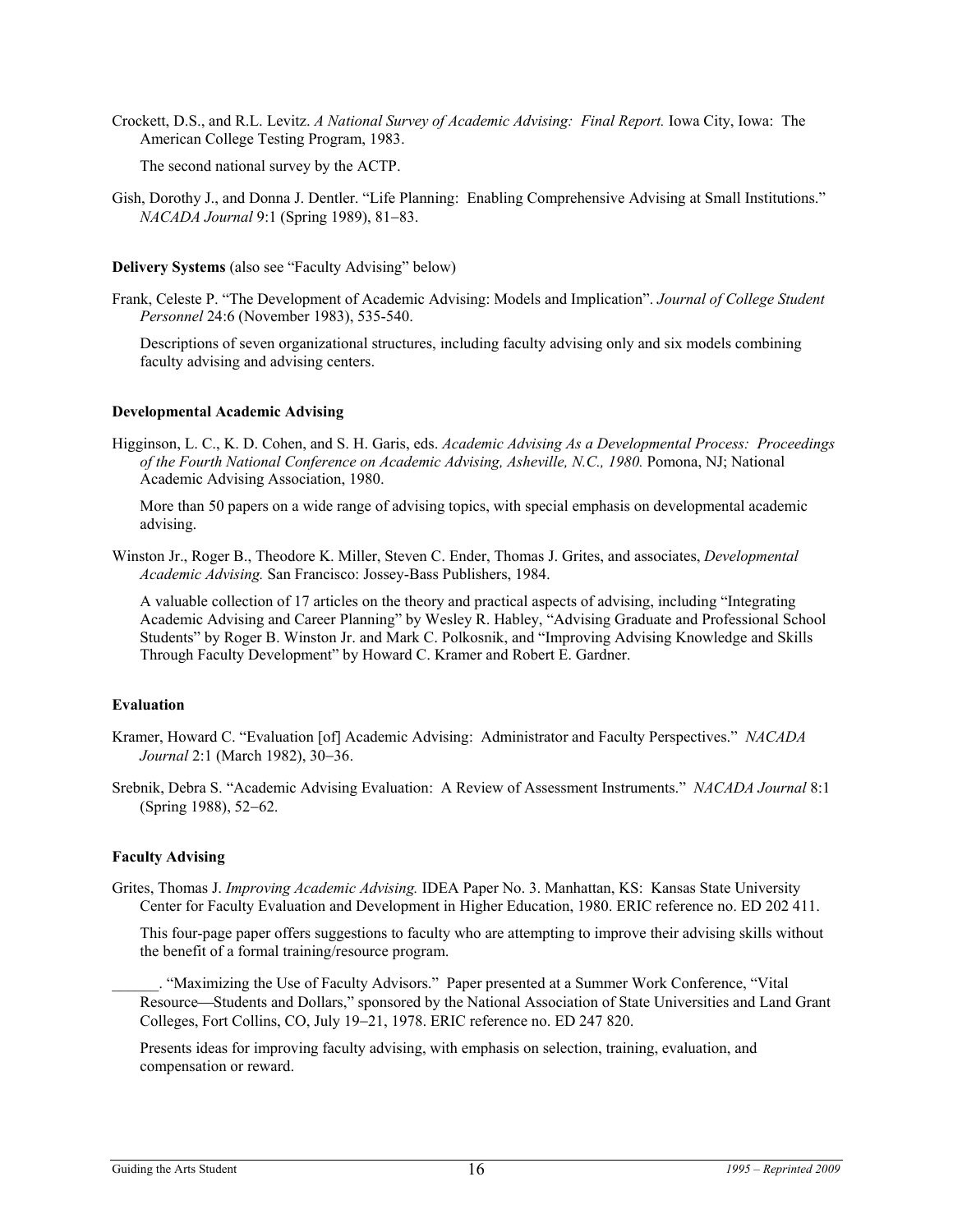Crockett, D.S., and R.L. Levitz. *A National Survey of Academic Advising: Final Report.* Iowa City, Iowa: The American College Testing Program, 1983.

The second national survey by the ACTP.

Gish, Dorothy J., and Donna J. Dentler. "Life Planning: Enabling Comprehensive Advising at Small Institutions." *NACADA Journal* 9:1 (Spring 1989), 81–83.

**Delivery Systems** (also see "Faculty Advising" below)

Frank, Celeste P. "The Development of Academic Advising: Models and Implication". *Journal of College Student Personnel* 24:6 (November 1983), 535-540.

Descriptions of seven organizational structures, including faculty advising only and six models combining faculty advising and advising centers.

**Developmental Academic Advising**

Higginson, L. C., K. D. Cohen, and S. H. Garis, eds. *Academic Advising As a Developmental Process: Proceedings of the Fourth National Conference on Academic Advising, Asheville, N.C., 1980.* Pomona, NJ; National Academic Advising Association, 1980.

More than 50 papers on a wide range of advising topics, with special emphasis on developmental academic advising.

Winston Jr., Roger B., Theodore K. Miller, Steven C. Ender, Thomas J. Grites, and associates, *Developmental Academic Advising.* San Francisco: Jossey-Bass Publishers, 1984.

A valuable collection of 17 articles on the theory and practical aspects of advising, including "Integrating Academic Advising and Career Planning" by Wesley R. Habley, "Advising Graduate and Professional School Students" by Roger B. Winston Jr. and Mark C. Polkosnik, and "Improving Advising Knowledge and Skills Through Faculty Development" by Howard C. Kramer and Robert E. Gardner.

**Evaluation**

Kramer, Howard C. "Evaluation [of] Academic Advising: Administrator and Faculty Perspectives." *NACADA Journal* 2:1 (March 1982), 30–36.

Srebnik, Debra S. "Academic Advising Evaluation: A Review of Assessment Instruments." *NACADA Journal* 8:1 (Spring 1988), 52–62.

**Faculty Advising**

Grites, Thomas J. *Improving Academic Advising.* IDEA Paper No. 3. Manhattan, KS: Kansas State University Center for Faculty Evaluation and Development in Higher Education, 1980. ERIC reference no. ED 202 411.

This four-page paper offers suggestions to faculty who are attempting to improve their advising skills without the benefit of a formal training/resource program.

______. "Maximizing the Use of Faculty Advisors." Paper presented at a Summer Work Conference, "Vital Resource—Students and Dollars," sponsored by the National Association of State Universities and Land Grant Colleges, Fort Collins, CO, July 19–21, 1978. ERIC reference no. ED 247 820.

Presents ideas for improving faculty advising, with emphasis on selection, training, evaluation, and compensation or reward.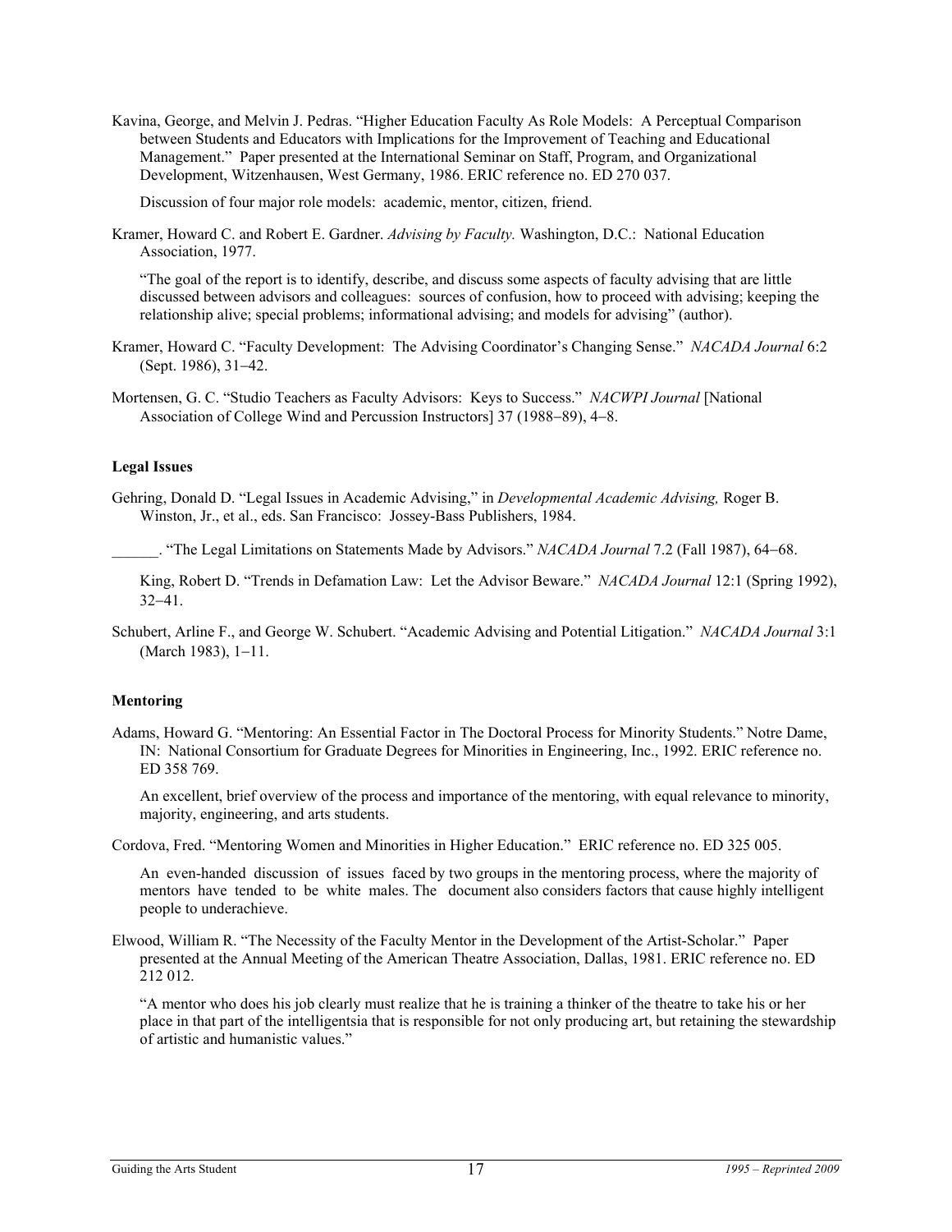Kavina, George, and Melvin J. Pedras. "Higher Education Faculty As Role Models: A Perceptual Comparison between Students and Educators with Implications for the Improvement of Teaching and Educational Management." Paper presented at the International Seminar on Staff, Program, and Organizational Development, Witzenhausen, West Germany, 1986. ERIC reference no. ED 270 037.

Discussion of four major role models: academic, mentor, citizen, friend.

Kramer, Howard C. and Robert E. Gardner. *Advising by Faculty.* Washington, D.C.: National Education Association, 1977.

"The goal of the report is to identify, describe, and discuss some aspects of faculty advising that are little discussed between advisors and colleagues: sources of confusion, how to proceed with advising; keeping the relationship alive; special problems; informational advising; and models for advising" (author).

Kramer, Howard C. "Faculty Development: The Advising Coordinator's Changing Sense." *NACADA Journal* 6:2 (Sept. 1986), 31–42.

Mortensen, G. C. "Studio Teachers as Faculty Advisors: Keys to Success." *NACWPI Journal* [National Association of College Wind and Percussion Instructors] 37 (1988–89), 4–8.

**Legal Issues**

Gehring, Donald D. "Legal Issues in Academic Advising," in *Developmental Academic Advising,* Roger B. Winston, Jr., et al., eds. San Francisco: Jossey-Bass Publishers, 1984.

______. "The Legal Limitations on Statements Made by Advisors." *NACADA Journal* 7.2 (Fall 1987), 64–68.

King, Robert D. "Trends in Defamation Law: Let the Advisor Beware." *NACADA Journal* 12:1 (Spring 1992), 32–41.

Schubert, Arline F., and George W. Schubert. "Academic Advising and Potential Litigation." *NACADA Journal* 3:1 (March 1983), 1–11.

**Mentoring**

Adams, Howard G. "Mentoring: An Essential Factor in The Doctoral Process for Minority Students." Notre Dame, IN: National Consortium for Graduate Degrees for Minorities in Engineering, Inc., 1992. ERIC reference no. ED 358 769.

An excellent, brief overview of the process and importance of the mentoring, with equal relevance to minority, majority, engineering, and arts students.

Cordova, Fred. "Mentoring Women and Minorities in Higher Education." ERIC reference no. ED 325 005.

An even-handed discussion of issues faced by two groups in the mentoring process, where the majority of mentors have tended to be white males. The document also considers factors that cause highly intelligent people to underachieve.

Elwood, William R. "The Necessity of the Faculty Mentor in the Development of the Artist-Scholar." Paper presented at the Annual Meeting of the American Theatre Association, Dallas, 1981. ERIC reference no. ED 212 012.

"A mentor who does his job clearly must realize that he is training a thinker of the theatre to take his or her place in that part of the intelligentsia that is responsible for not only producing art, but retaining the stewardship of artistic and humanistic values."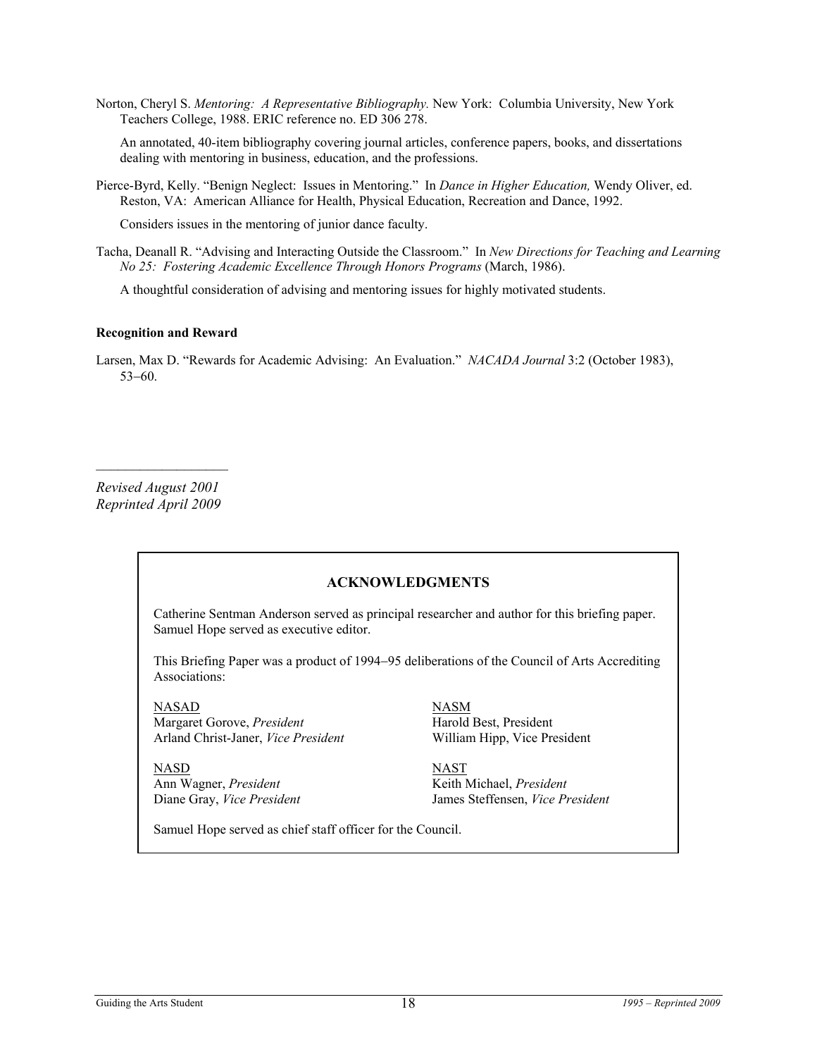Norton, Cheryl S. *Mentoring: A Representative Bibliography.* New York: Columbia University, New York Teachers College, 1988. ERIC reference no. ED 306 278.

An annotated, 40-item bibliography covering journal articles, conference papers, books, and dissertations dealing with mentoring in business, education, and the professions.

Pierce-Byrd, Kelly. "Benign Neglect: Issues in Mentoring." In *Dance in Higher Education,* Wendy Oliver, ed. Reston, VA: American Alliance for Health, Physical Education, Recreation and Dance, 1992.

Considers issues in the mentoring of junior dance faculty.

Tacha, Deanall R. "Advising and Interacting Outside the Classroom." In *New Directions for Teaching and Learning No 25: Fostering Academic Excellence Through Honors Programs* (March, 1986).

A thoughtful consideration of advising and mentoring issues for highly motivated students.

**Recognition and Reward**

Larsen, Max D. "Rewards for Academic Advising: An Evaluation." *NACADA Journal* 3:2 (October 1983), 53–60.

---

*Revised August 2001*
*Reprinted April 2009*

### ACKNOWLEDGMENTS

Catherine Sentman Anderson served as principal researcher and author for this briefing paper. Samuel Hope served as executive editor.

This Briefing Paper was a product of 1994–95 deliberations of the Council of Arts Accrediting Associations:

NASAD
Margaret Gorove, *President*
Arland Christ-Janer, *Vice President*

NASM
Harold Best, President
William Hipp, Vice President

NASD
Ann Wagner, *President*
Diane Gray, *Vice President*

NAST
Keith Michael, *President*
James Steffensen, *Vice President*

Samuel Hope served as chief staff officer for the Council.